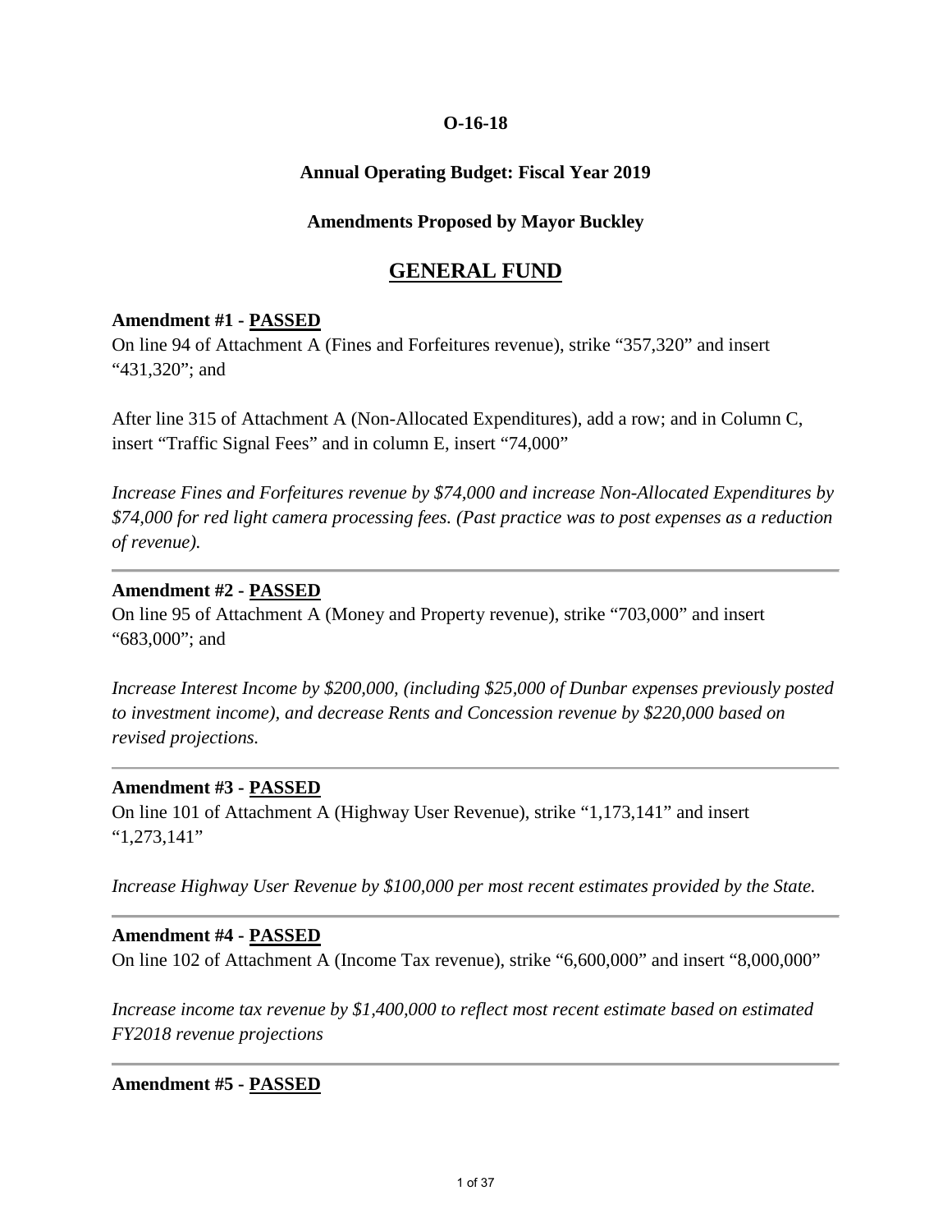**O-16-18**

**Annual Operating Budget: Fiscal Year 2019**

**Amendments Proposed by Mayor Buckley**

# GENERAL FUND

**Amendment #1 - PASSED**

On line 94 of Attachment A (Fines and Forfeitures revenue), strike "357,320" and insert "431,320"; and

After line 315 of Attachment A (Non-Allocated Expenditures), add a row; and in Column C, insert "Traffic Signal Fees" and in column E, insert "74,000"

*Increase Fines and Forfeitures revenue by $74,000 and increase Non-Allocated Expenditures by $74,000 for red light camera processing fees. (Past practice was to post expenses as a reduction of revenue).*

---

**Amendment #2 - PASSED**

On line 95 of Attachment A (Money and Property revenue), strike "703,000" and insert "683,000"; and

*Increase Interest Income by $200,000, (including $25,000 of Dunbar expenses previously posted to investment income), and decrease Rents and Concession revenue by $220,000 based on revised projections.*

---

**Amendment #3 - PASSED**

On line 101 of Attachment A (Highway User Revenue), strike "1,173,141" and insert "1,273,141"

*Increase Highway User Revenue by $100,000 per most recent estimates provided by the State.*

---

**Amendment #4 - PASSED**

On line 102 of Attachment A (Income Tax revenue), strike "6,600,000" and insert "8,000,000"

*Increase income tax revenue by $1,400,000 to reflect most recent estimate based on estimated FY2018 revenue projections*

---

**Amendment #5 - PASSED**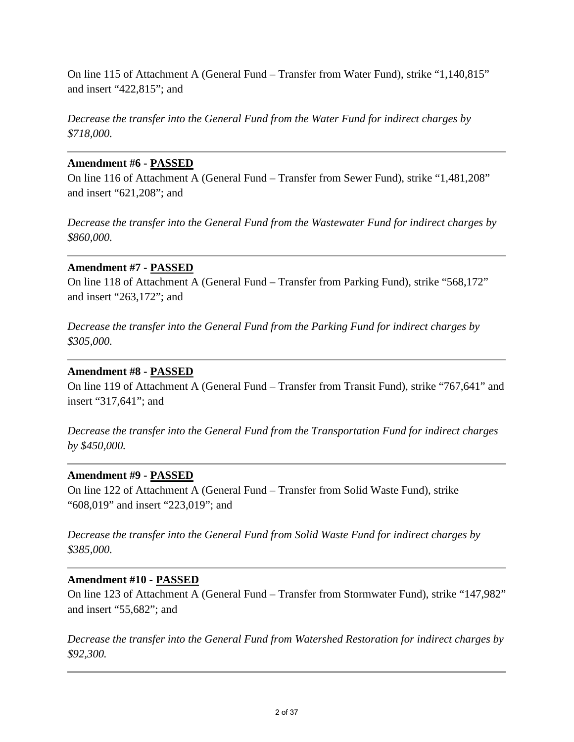On line 115 of Attachment A (General Fund – Transfer from Water Fund), strike "1,140,815" and insert "422,815"; and

*Decrease the transfer into the General Fund from the Water Fund for indirect charges by $718,000.*

---

**Amendment #6 - PASSED**

On line 116 of Attachment A (General Fund – Transfer from Sewer Fund), strike "1,481,208" and insert "621,208"; and

*Decrease the transfer into the General Fund from the Wastewater Fund for indirect charges by $860,000.*

---

**Amendment #7 - PASSED**

On line 118 of Attachment A (General Fund – Transfer from Parking Fund), strike "568,172" and insert "263,172"; and

*Decrease the transfer into the General Fund from the Parking Fund for indirect charges by $305,000.*

---

**Amendment #8 - PASSED**

On line 119 of Attachment A (General Fund – Transfer from Transit Fund), strike "767,641" and insert "317,641"; and

*Decrease the transfer into the General Fund from the Transportation Fund for indirect charges by $450,000.*

---

**Amendment #9 - PASSED**

On line 122 of Attachment A (General Fund – Transfer from Solid Waste Fund), strike "608,019" and insert "223,019"; and

*Decrease the transfer into the General Fund from Solid Waste Fund for indirect charges by $385,000.*

---

**Amendment #10 - PASSED**

On line 123 of Attachment A (General Fund – Transfer from Stormwater Fund), strike "147,982" and insert "55,682"; and

*Decrease the transfer into the General Fund from Watershed Restoration for indirect charges by $92,300.*

---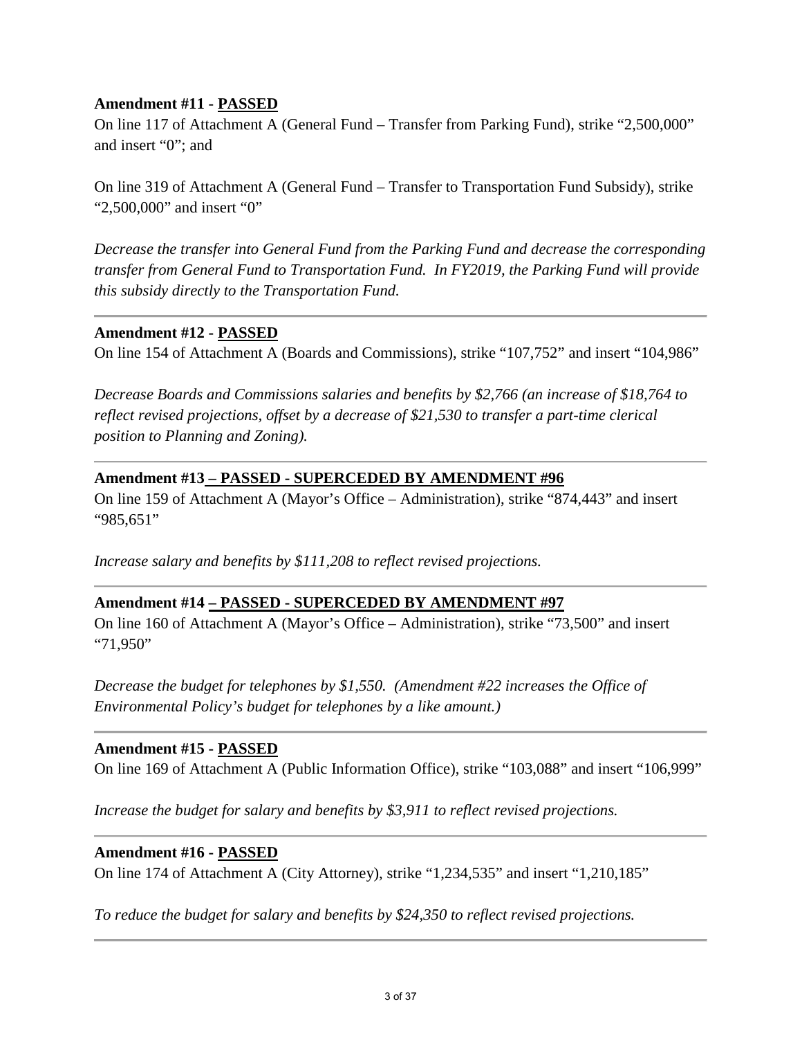**Amendment #11 - PASSED**

On line 117 of Attachment A (General Fund – Transfer from Parking Fund), strike "2,500,000" and insert "0"; and

On line 319 of Attachment A (General Fund – Transfer to Transportation Fund Subsidy), strike "2,500,000" and insert "0"

*Decrease the transfer into General Fund from the Parking Fund and decrease the corresponding transfer from General Fund to Transportation Fund. In FY2019, the Parking Fund will provide this subsidy directly to the Transportation Fund.*

---

**Amendment #12 - PASSED**

On line 154 of Attachment A (Boards and Commissions), strike "107,752" and insert "104,986"

*Decrease Boards and Commissions salaries and benefits by $2,766 (an increase of $18,764 to reflect revised projections, offset by a decrease of $21,530 to transfer a part-time clerical position to Planning and Zoning).*

---

**Amendment #13 – PASSED - SUPERCEDED BY AMENDMENT #96**

On line 159 of Attachment A (Mayor's Office – Administration), strike "874,443" and insert "985,651"

*Increase salary and benefits by $111,208 to reflect revised projections.*

---

**Amendment #14 – PASSED - SUPERCEDED BY AMENDMENT #97**

On line 160 of Attachment A (Mayor's Office – Administration), strike "73,500" and insert "71,950"

*Decrease the budget for telephones by $1,550. (Amendment #22 increases the Office of Environmental Policy's budget for telephones by a like amount.)*

---

**Amendment #15 - PASSED**

On line 169 of Attachment A (Public Information Office), strike "103,088" and insert "106,999"

*Increase the budget for salary and benefits by $3,911 to reflect revised projections.*

---

**Amendment #16 - PASSED**

On line 174 of Attachment A (City Attorney), strike "1,234,535" and insert "1,210,185"

*To reduce the budget for salary and benefits by $24,350 to reflect revised projections.*

---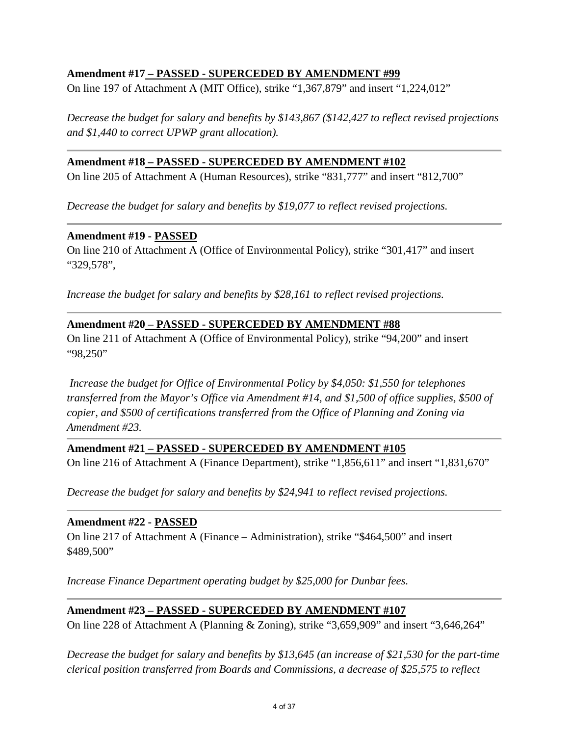**Amendment #17 – PASSED - SUPERCEDED BY AMENDMENT #99**

On line 197 of Attachment A (MIT Office), strike "1,367,879" and insert "1,224,012"

*Decrease the budget for salary and benefits by $143,867 ($142,427 to reflect revised projections and $1,440 to correct UPWP grant allocation).*

---

**Amendment #18 – PASSED - SUPERCEDED BY AMENDMENT #102**

On line 205 of Attachment A (Human Resources), strike "831,777" and insert "812,700"

*Decrease the budget for salary and benefits by $19,077 to reflect revised projections.*

---

**Amendment #19 - PASSED**

On line 210 of Attachment A (Office of Environmental Policy), strike "301,417" and insert "329,578",

*Increase the budget for salary and benefits by $28,161 to reflect revised projections.*

---

**Amendment #20 – PASSED - SUPERCEDED BY AMENDMENT #88**

On line 211 of Attachment A (Office of Environmental Policy), strike "94,200" and insert "98,250"

*Increase the budget for Office of Environmental Policy by $4,050: $1,550 for telephones transferred from the Mayor's Office via Amendment #14, and $1,500 of office supplies, $500 of copier, and $500 of certifications transferred from the Office of Planning and Zoning via Amendment #23.*

---

**Amendment #21 – PASSED - SUPERCEDED BY AMENDMENT #105**

On line 216 of Attachment A (Finance Department), strike "1,856,611" and insert "1,831,670"

*Decrease the budget for salary and benefits by $24,941 to reflect revised projections.*

---

**Amendment #22 - PASSED**

On line 217 of Attachment A (Finance – Administration), strike "$464,500" and insert $489,500"

*Increase Finance Department operating budget by $25,000 for Dunbar fees.*

---

**Amendment #23 – PASSED - SUPERCEDED BY AMENDMENT #107**

On line 228 of Attachment A (Planning & Zoning), strike "3,659,909" and insert "3,646,264"

*Decrease the budget for salary and benefits by $13,645 (an increase of $21,530 for the part-time clerical position transferred from Boards and Commissions, a decrease of $25,575 to reflect*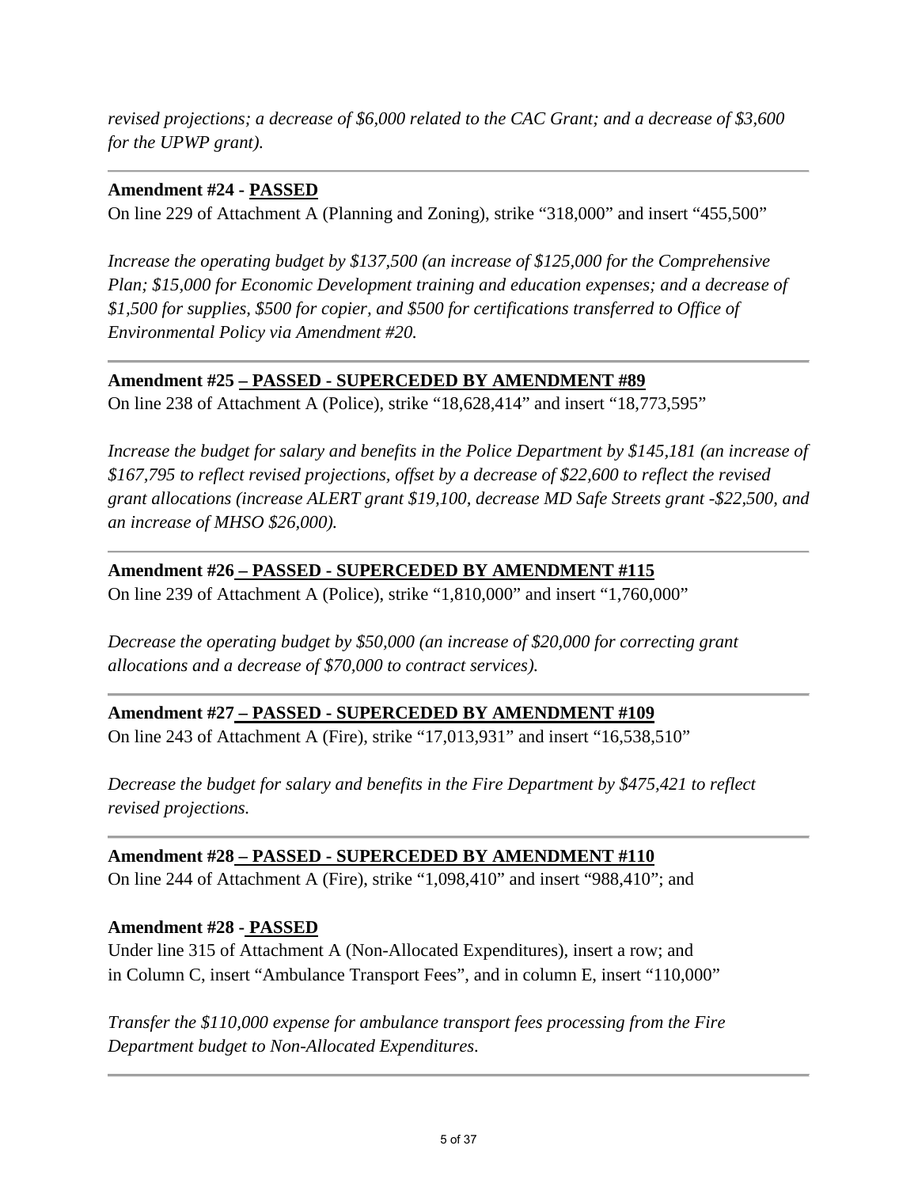*revised projections; a decrease of $6,000 related to the CAC Grant; and a decrease of $3,600 for the UPWP grant).*

---

**Amendment #24 - PASSED**

On line 229 of Attachment A (Planning and Zoning), strike "318,000" and insert "455,500"

*Increase the operating budget by $137,500 (an increase of $125,000 for the Comprehensive Plan; $15,000 for Economic Development training and education expenses; and a decrease of $1,500 for supplies, $500 for copier, and $500 for certifications transferred to Office of Environmental Policy via Amendment #20.*

---

**Amendment #25 – PASSED - SUPERCEDED BY AMENDMENT #89**

On line 238 of Attachment A (Police), strike "18,628,414" and insert "18,773,595"

*Increase the budget for salary and benefits in the Police Department by $145,181 (an increase of $167,795 to reflect revised projections, offset by a decrease of $22,600 to reflect the revised grant allocations (increase ALERT grant $19,100, decrease MD Safe Streets grant -$22,500, and an increase of MHSO $26,000).*

---

**Amendment #26 – PASSED - SUPERCEDED BY AMENDMENT #115**

On line 239 of Attachment A (Police), strike "1,810,000" and insert "1,760,000"

*Decrease the operating budget by $50,000 (an increase of $20,000 for correcting grant allocations and a decrease of $70,000 to contract services).*

---

**Amendment #27 – PASSED - SUPERCEDED BY AMENDMENT #109**

On line 243 of Attachment A (Fire), strike "17,013,931" and insert "16,538,510"

*Decrease the budget for salary and benefits in the Fire Department by $475,421 to reflect revised projections.*

---

**Amendment #28 – PASSED - SUPERCEDED BY AMENDMENT #110**

On line 244 of Attachment A (Fire), strike "1,098,410" and insert "988,410"; and

**Amendment #28 - PASSED**

Under line 315 of Attachment A (Non-Allocated Expenditures), insert a row; and in Column C, insert "Ambulance Transport Fees", and in column E, insert "110,000"

*Transfer the $110,000 expense for ambulance transport fees processing from the Fire Department budget to Non-Allocated Expenditures.*

---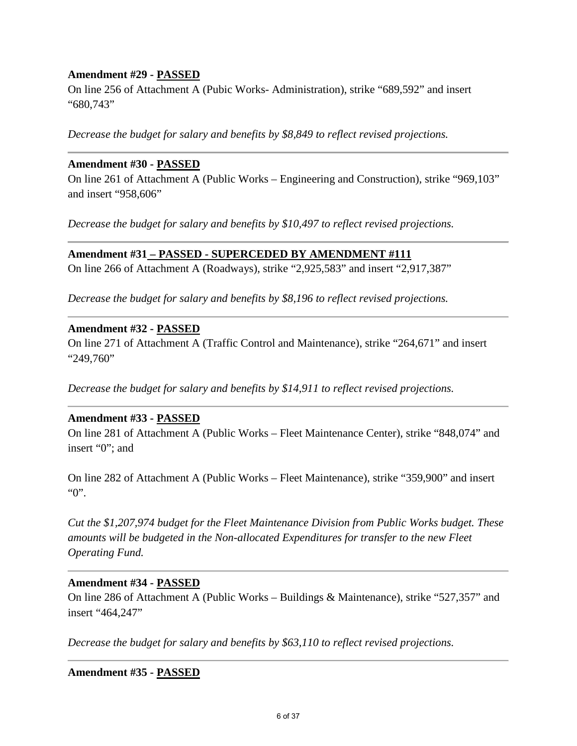**Amendment #29 - PASSED**

On line 256 of Attachment A (Pubic Works- Administration), strike "689,592" and insert "680,743"

*Decrease the budget for salary and benefits by $8,849 to reflect revised projections.*

---

**Amendment #31 – PASSED - SUPERCEDED BY AMENDMENT #111**

On line 266 of Attachment A (Roadways), strike "2,925,583" and insert "2,917,387"

*Decrease the budget for salary and benefits by $8,196 to reflect revised projections.*

---

**Amendment #30 - PASSED**

On line 261 of Attachment A (Public Works – Engineering and Construction), strike "969,103" and insert "958,606"

*Decrease the budget for salary and benefits by $10,497 to reflect revised projections.*

---

**Amendment #32 - PASSED**

On line 271 of Attachment A (Traffic Control and Maintenance), strike "264,671" and insert "249,760"

*Decrease the budget for salary and benefits by $14,911 to reflect revised projections.*

---

**Amendment #33 - PASSED**

On line 281 of Attachment A (Public Works – Fleet Maintenance Center), strike "848,074" and insert "0"; and

On line 282 of Attachment A (Public Works – Fleet Maintenance), strike "359,900" and insert "0".

*Cut the $1,207,974 budget for the Fleet Maintenance Division from Public Works budget. These amounts will be budgeted in the Non-allocated Expenditures for transfer to the new Fleet Operating Fund.*

---

**Amendment #34 - PASSED**

On line 286 of Attachment A (Public Works – Buildings & Maintenance), strike "527,357" and insert "464,247"

*Decrease the budget for salary and benefits by $63,110 to reflect revised projections.*

---

**Amendment #35 - PASSED**

**Amendment #29 - PASSED**

On line 256 of Attachment A (Pubic Works- Administration), strike "689,592" and insert "680,743"

*Decrease the budget for salary and benefits by $8,849 to reflect revised projections.*

---

**Amendment #30 - PASSED**

On line 261 of Attachment A (Public Works – Engineering and Construction), strike "969,103" and insert "958,606"

*Decrease the budget for salary and benefits by $10,497 to reflect revised projections.*

---

**Amendment #31 – PASSED - SUPERCEDED BY AMENDMENT #111**

On line 266 of Attachment A (Roadways), strike "2,925,583" and insert "2,917,387"

*Decrease the budget for salary and benefits by $8,196 to reflect revised projections.*

---

**Amendment #32 - PASSED**

On line 271 of Attachment A (Traffic Control and Maintenance), strike "264,671" and insert "249,760"

*Decrease the budget for salary and benefits by $14,911 to reflect revised projections.*

---

**Amendment #33 - PASSED**

On line 281 of Attachment A (Public Works – Fleet Maintenance Center), strike "848,074" and insert "0"; and

On line 282 of Attachment A (Public Works – Fleet Maintenance), strike "359,900" and insert "0".

*Cut the $1,207,974 budget for the Fleet Maintenance Division from Public Works budget. These amounts will be budgeted in the Non-allocated Expenditures for transfer to the new Fleet Operating Fund.*

---

**Amendment #34 - PASSED**

On line 286 of Attachment A (Public Works – Buildings & Maintenance), strike "527,357" and insert "464,247"

*Decrease the budget for salary and benefits by $63,110 to reflect revised projections.*

---

**Amendment #35 - PASSED**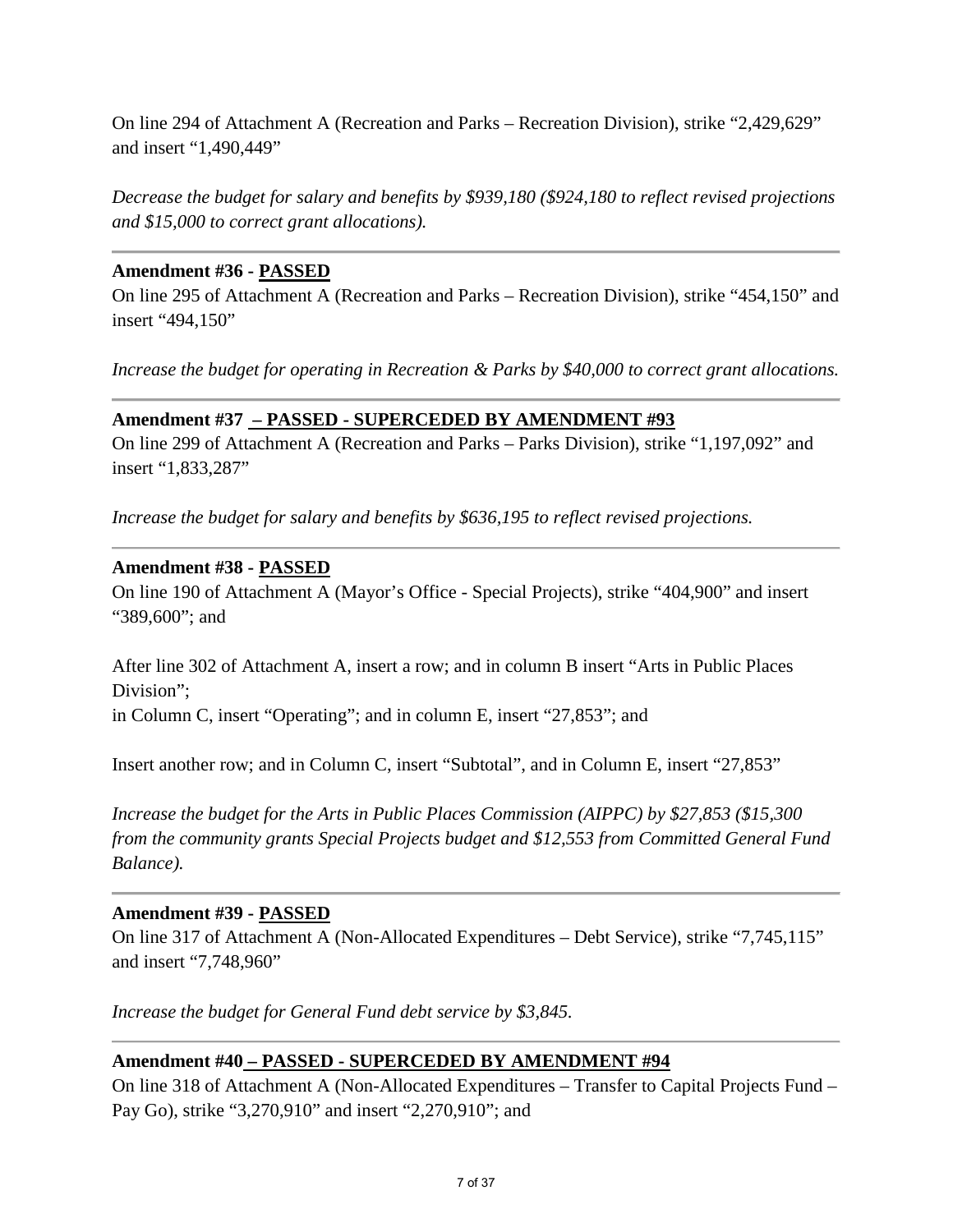On line 294 of Attachment A (Recreation and Parks – Recreation Division), strike "2,429,629" and insert "1,490,449"

*Decrease the budget for salary and benefits by $939,180 ($924,180 to reflect revised projections and $15,000 to correct grant allocations).*

---

**Amendment #36 - PASSED**

On line 295 of Attachment A (Recreation and Parks – Recreation Division), strike "454,150" and insert "494,150"

*Increase the budget for operating in Recreation & Parks by $40,000 to correct grant allocations.*

---

**Amendment #37 – PASSED - SUPERCEDED BY AMENDMENT #93**

On line 299 of Attachment A (Recreation and Parks – Parks Division), strike "1,197,092" and insert "1,833,287"

*Increase the budget for salary and benefits by $636,195 to reflect revised projections.*

---

**Amendment #38 - PASSED**

On line 190 of Attachment A (Mayor's Office - Special Projects), strike "404,900" and insert "389,600"; and

After line 302 of Attachment A, insert a row; and in column B insert "Arts in Public Places Division";
in Column C, insert "Operating"; and in column E, insert "27,853"; and

Insert another row; and in Column C, insert "Subtotal", and in Column E, insert "27,853"

*Increase the budget for the Arts in Public Places Commission (AIPPC) by $27,853 ($15,300 from the community grants Special Projects budget and $12,553 from Committed General Fund Balance).*

---

**Amendment #39 - PASSED**

On line 317 of Attachment A (Non-Allocated Expenditures – Debt Service), strike "7,745,115" and insert "7,748,960"

*Increase the budget for General Fund debt service by $3,845.*

---

**Amendment #40 – PASSED - SUPERCEDED BY AMENDMENT #94**

On line 318 of Attachment A (Non-Allocated Expenditures – Transfer to Capital Projects Fund – Pay Go), strike "3,270,910" and insert "2,270,910"; and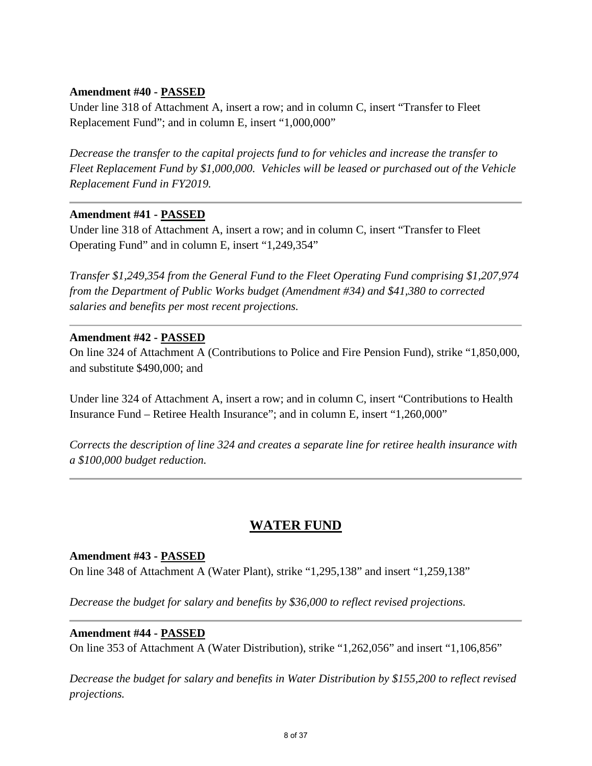**Amendment #40 - PASSED**

Under line 318 of Attachment A, insert a row; and in column C, insert "Transfer to Fleet Replacement Fund"; and in column E, insert "1,000,000"

*Decrease the transfer to the capital projects fund to for vehicles and increase the transfer to Fleet Replacement Fund by $1,000,000. Vehicles will be leased or purchased out of the Vehicle Replacement Fund in FY2019.*

---

**Amendment #41 - PASSED**

Under line 318 of Attachment A, insert a row; and in column C, insert "Transfer to Fleet Operating Fund" and in column E, insert "1,249,354"

*Transfer $1,249,354 from the General Fund to the Fleet Operating Fund comprising $1,207,974 from the Department of Public Works budget (Amendment #34) and $41,380 to corrected salaries and benefits per most recent projections.*

---

**Amendment #42 - PASSED**

On line 324 of Attachment A (Contributions to Police and Fire Pension Fund), strike "1,850,000, and substitute $490,000; and

Under line 324 of Attachment A, insert a row; and in column C, insert "Contributions to Health Insurance Fund – Retiree Health Insurance"; and in column E, insert "1,260,000"

*Corrects the description of line 324 and creates a separate line for retiree health insurance with a $100,000 budget reduction.*

---

## WATER FUND

**Amendment #43 - PASSED**

On line 348 of Attachment A (Water Plant), strike "1,295,138" and insert "1,259,138"

*Decrease the budget for salary and benefits by $36,000 to reflect revised projections.*

---

**Amendment #44 - PASSED**

On line 353 of Attachment A (Water Distribution), strike "1,262,056" and insert "1,106,856"

*Decrease the budget for salary and benefits in Water Distribution by $155,200 to reflect revised projections.*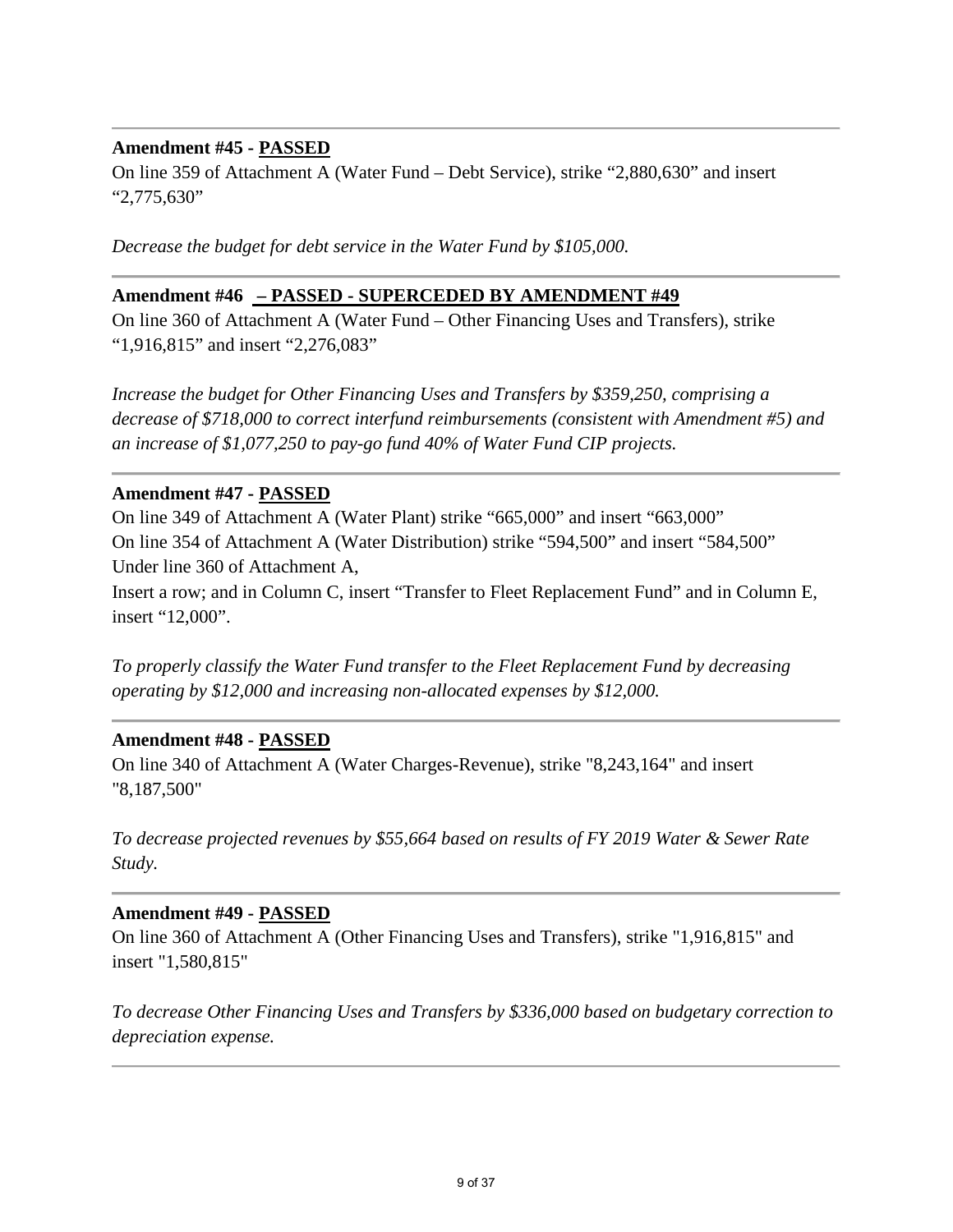---

**Amendment #45 - PASSED**

On line 359 of Attachment A (Water Fund – Debt Service), strike "2,880,630" and insert "2,775,630"

*Decrease the budget for debt service in the Water Fund by $105,000.*

---

**Amendment #46 – PASSED - SUPERCEDED BY AMENDMENT #49**

On line 360 of Attachment A (Water Fund – Other Financing Uses and Transfers), strike "1,916,815" and insert "2,276,083"

*Increase the budget for Other Financing Uses and Transfers by $359,250, comprising a decrease of $718,000 to correct interfund reimbursements (consistent with Amendment #5) and an increase of $1,077,250 to pay-go fund 40% of Water Fund CIP projects.*

---

**Amendment #47 - PASSED**

On line 349 of Attachment A (Water Plant) strike "665,000" and insert "663,000"
On line 354 of Attachment A (Water Distribution) strike "594,500" and insert "584,500"
Under line 360 of Attachment A,
Insert a row; and in Column C, insert "Transfer to Fleet Replacement Fund" and in Column E, insert "12,000".

*To properly classify the Water Fund transfer to the Fleet Replacement Fund by decreasing operating by $12,000 and increasing non-allocated expenses by $12,000.*

---

**Amendment #48 - PASSED**

On line 340 of Attachment A (Water Charges-Revenue), strike "8,243,164" and insert "8,187,500"

*To decrease projected revenues by $55,664 based on results of FY 2019 Water & Sewer Rate Study.*

---

**Amendment #49 - PASSED**

On line 360 of Attachment A (Other Financing Uses and Transfers), strike "1,916,815" and insert "1,580,815"

*To decrease Other Financing Uses and Transfers by $336,000 based on budgetary correction to depreciation expense.*

---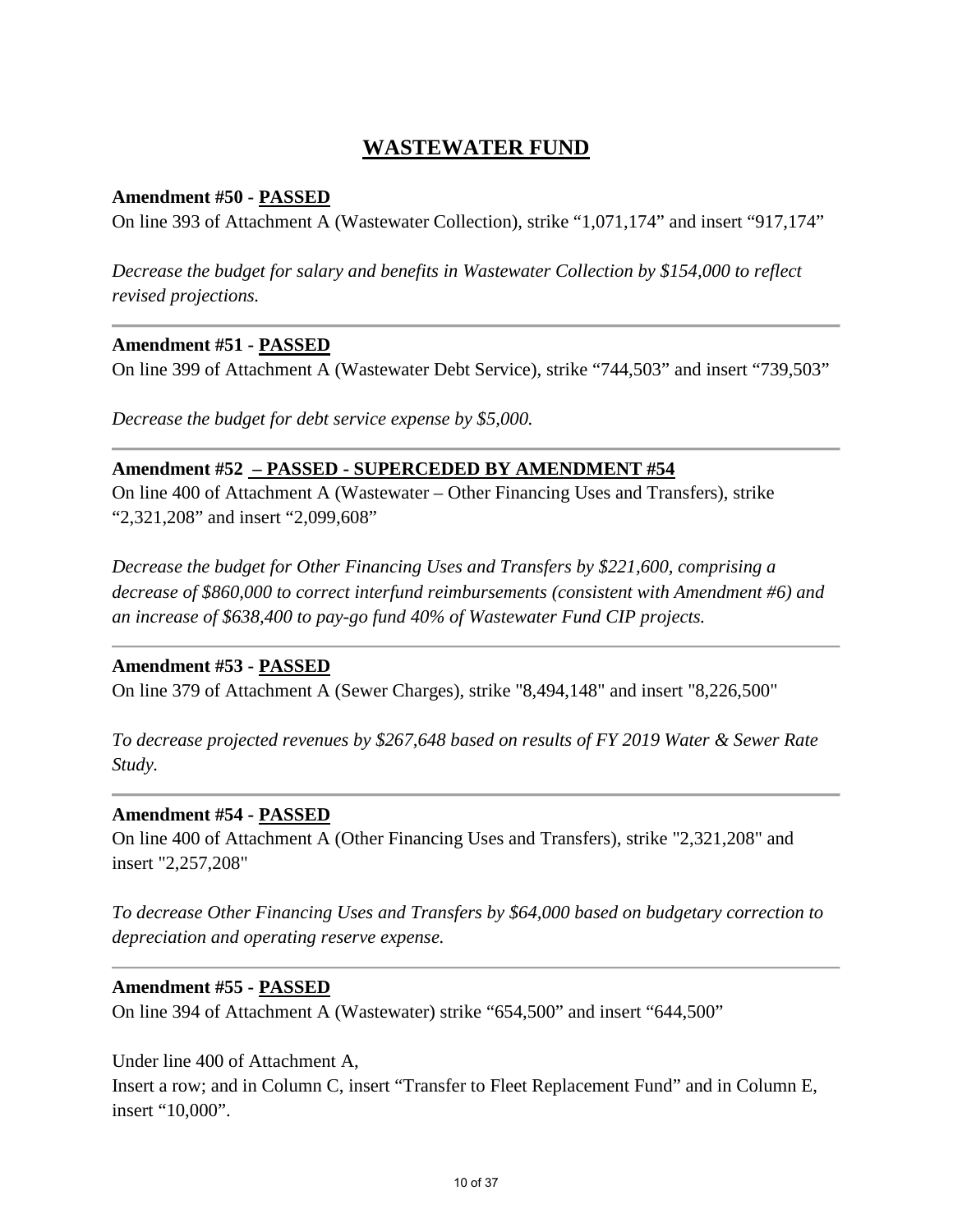# WASTEWATER FUND

**Amendment #50 - PASSED**

On line 393 of Attachment A (Wastewater Collection), strike "1,071,174" and insert "917,174"

*Decrease the budget for salary and benefits in Wastewater Collection by $154,000 to reflect revised projections.*

---

**Amendment #51 - PASSED**

On line 399 of Attachment A (Wastewater Debt Service), strike "744,503" and insert "739,503"

*Decrease the budget for debt service expense by $5,000.*

---

**Amendment #52 – PASSED - SUPERCEDED BY AMENDMENT #54**

On line 400 of Attachment A (Wastewater – Other Financing Uses and Transfers), strike "2,321,208" and insert "2,099,608"

*Decrease the budget for Other Financing Uses and Transfers by $221,600, comprising a decrease of $860,000 to correct interfund reimbursements (consistent with Amendment #6) and an increase of $638,400 to pay-go fund 40% of Wastewater Fund CIP projects.*

---

**Amendment #53 - PASSED**

On line 379 of Attachment A (Sewer Charges), strike "8,494,148" and insert "8,226,500"

*To decrease projected revenues by $267,648 based on results of FY 2019 Water & Sewer Rate Study.*

---

**Amendment #54 - PASSED**

On line 400 of Attachment A (Other Financing Uses and Transfers), strike "2,321,208" and insert "2,257,208"

*To decrease Other Financing Uses and Transfers by $64,000 based on budgetary correction to depreciation and operating reserve expense.*

---

**Amendment #55 - PASSED**

On line 394 of Attachment A (Wastewater) strike "654,500" and insert "644,500"

Under line 400 of Attachment A,
Insert a row; and in Column C, insert "Transfer to Fleet Replacement Fund" and in Column E, insert "10,000".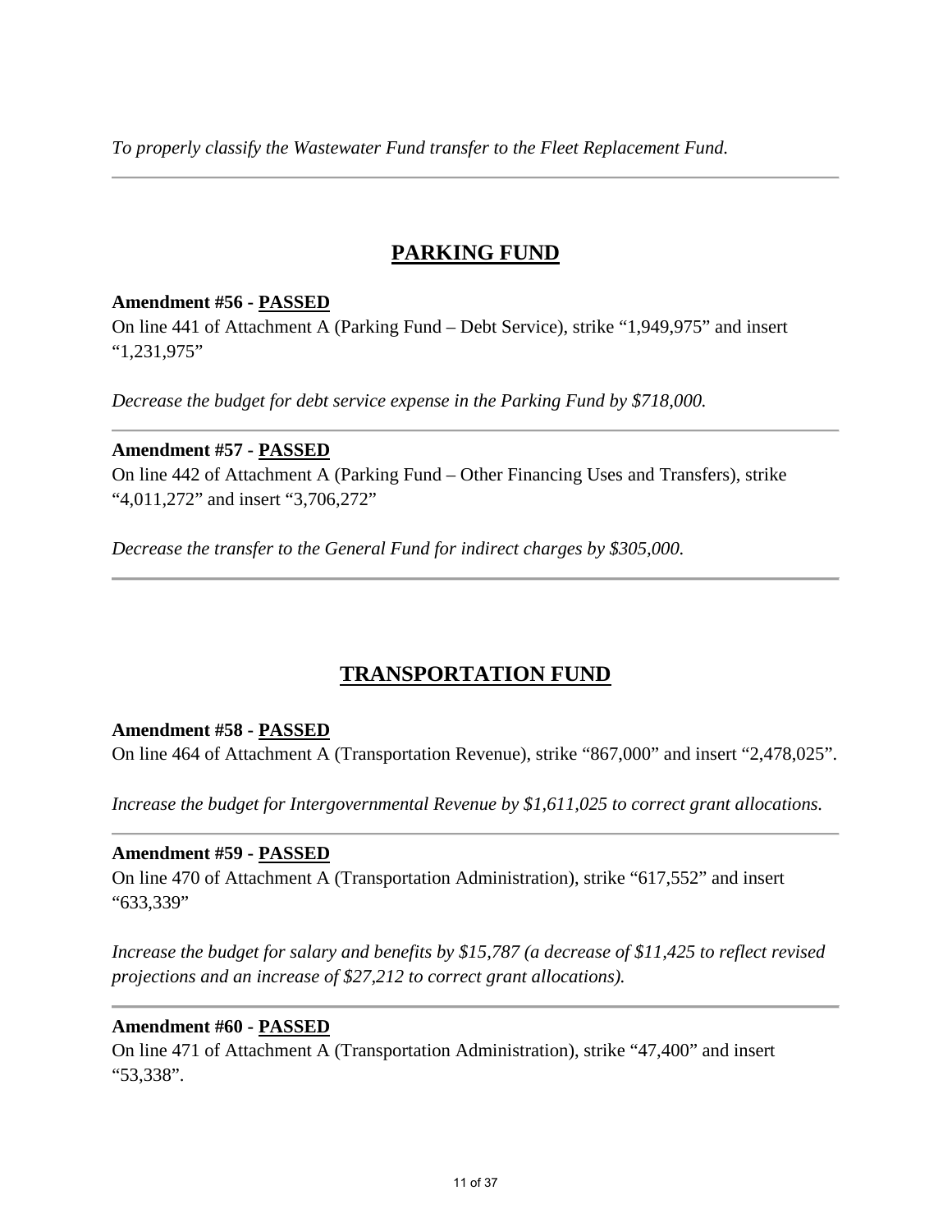*To properly classify the Wastewater Fund transfer to the Fleet Replacement Fund.*

---

## PARKING FUND

**Amendment #56 - PASSED**
On line 441 of Attachment A (Parking Fund – Debt Service), strike "1,949,975" and insert "1,231,975"

*Decrease the budget for debt service expense in the Parking Fund by $718,000.*

---

**Amendment #57 - PASSED**
On line 442 of Attachment A (Parking Fund – Other Financing Uses and Transfers), strike "4,011,272" and insert "3,706,272"

*Decrease the transfer to the General Fund for indirect charges by $305,000.*

---

## TRANSPORTATION FUND

**Amendment #58 - PASSED**
On line 464 of Attachment A (Transportation Revenue), strike "867,000" and insert "2,478,025".

*Increase the budget for Intergovernmental Revenue by $1,611,025 to correct grant allocations.*

---

**Amendment #59 - PASSED**
On line 470 of Attachment A (Transportation Administration), strike "617,552" and insert "633,339"

*Increase the budget for salary and benefits by $15,787 (a decrease of $11,425 to reflect revised projections and an increase of $27,212 to correct grant allocations).*

---

**Amendment #60 - PASSED**
On line 471 of Attachment A (Transportation Administration), strike "47,400" and insert "53,338".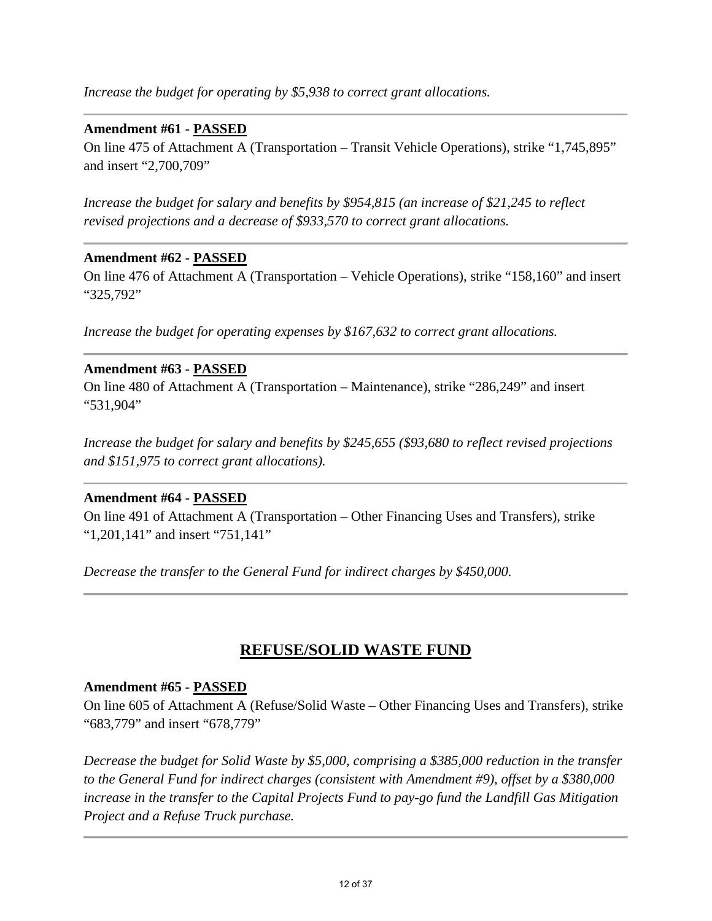*Increase the budget for operating by $5,938 to correct grant allocations.*

---

**Amendment #61 - PASSED**

On line 475 of Attachment A (Transportation – Transit Vehicle Operations), strike "1,745,895" and insert "2,700,709"

*Increase the budget for salary and benefits by $954,815 (an increase of $21,245 to reflect revised projections and a decrease of $933,570 to correct grant allocations.*

---

**Amendment #62 - PASSED**

On line 476 of Attachment A (Transportation – Vehicle Operations), strike "158,160" and insert "325,792"

*Increase the budget for operating expenses by $167,632 to correct grant allocations.*

---

**Amendment #63 - PASSED**

On line 480 of Attachment A (Transportation – Maintenance), strike "286,249" and insert "531,904"

*Increase the budget for salary and benefits by $245,655 ($93,680 to reflect revised projections and $151,975 to correct grant allocations).*

---

**Amendment #64 - PASSED**

On line 491 of Attachment A (Transportation – Other Financing Uses and Transfers), strike "1,201,141" and insert "751,141"

*Decrease the transfer to the General Fund for indirect charges by $450,000.*

---

## REFUSE/SOLID WASTE FUND

**Amendment #65 - PASSED**

On line 605 of Attachment A (Refuse/Solid Waste – Other Financing Uses and Transfers), strike "683,779" and insert "678,779"

*Decrease the budget for Solid Waste by $5,000, comprising a $385,000 reduction in the transfer to the General Fund for indirect charges (consistent with Amendment #9), offset by a $380,000 increase in the transfer to the Capital Projects Fund to pay-go fund the Landfill Gas Mitigation Project and a Refuse Truck purchase.*

---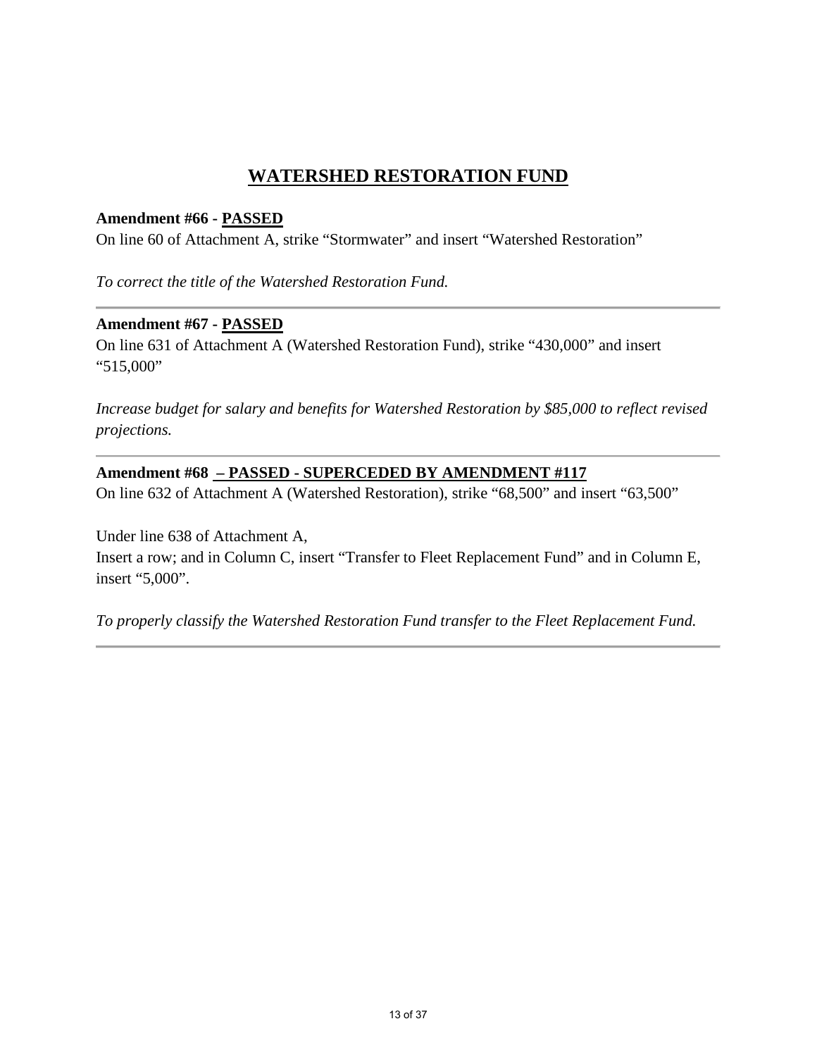# WATERSHED RESTORATION FUND

**Amendment #66 - PASSED**

On line 60 of Attachment A, strike "Stormwater" and insert "Watershed Restoration"

*To correct the title of the Watershed Restoration Fund.*

---

**Amendment #67 - PASSED**

On line 631 of Attachment A (Watershed Restoration Fund), strike "430,000" and insert "515,000"

*Increase budget for salary and benefits for Watershed Restoration by $85,000 to reflect revised projections.*

---

**Amendment #68 – PASSED - SUPERCEDED BY AMENDMENT #117**

On line 632 of Attachment A (Watershed Restoration), strike "68,500" and insert "63,500"

Under line 638 of Attachment A,
Insert a row; and in Column C, insert "Transfer to Fleet Replacement Fund" and in Column E, insert "5,000".

*To properly classify the Watershed Restoration Fund transfer to the Fleet Replacement Fund.*

---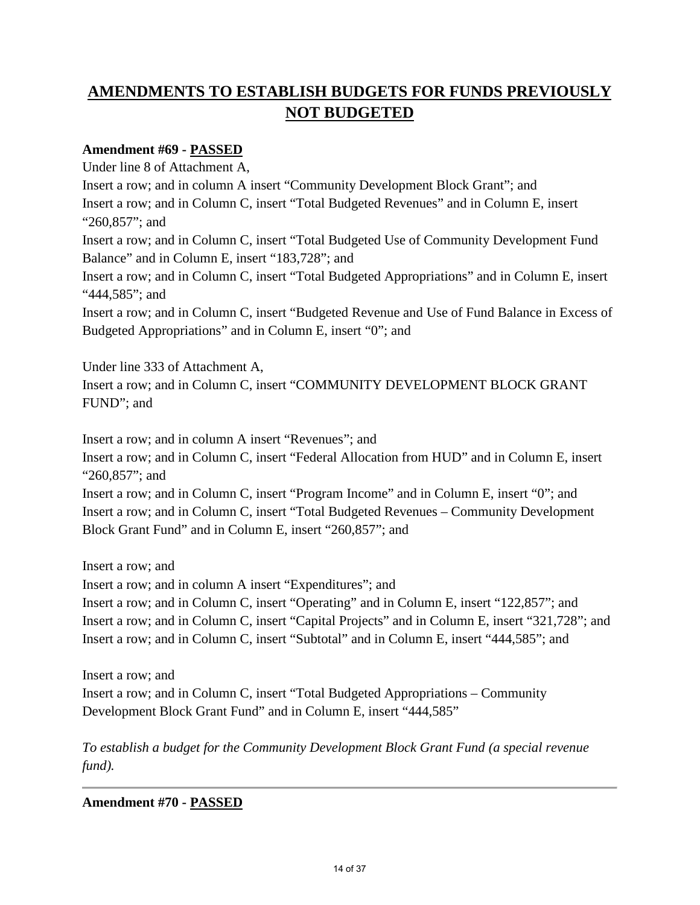## AMENDMENTS TO ESTABLISH BUDGETS FOR FUNDS PREVIOUSLY NOT BUDGETED

**Amendment #69 - PASSED**

Under line 8 of Attachment A,
Insert a row; and in column A insert "Community Development Block Grant"; and
Insert a row; and in Column C, insert "Total Budgeted Revenues" and in Column E, insert "260,857"; and
Insert a row; and in Column C, insert "Total Budgeted Use of Community Development Fund Balance" and in Column E, insert "183,728"; and
Insert a row; and in Column C, insert "Total Budgeted Appropriations" and in Column E, insert "444,585"; and
Insert a row; and in Column C, insert "Budgeted Revenue and Use of Fund Balance in Excess of Budgeted Appropriations" and in Column E, insert "0"; and

Under line 333 of Attachment A,
Insert a row; and in Column C, insert "COMMUNITY DEVELOPMENT BLOCK GRANT FUND"; and

Insert a row; and in column A insert "Revenues"; and
Insert a row; and in Column C, insert "Federal Allocation from HUD" and in Column E, insert "260,857"; and
Insert a row; and in Column C, insert "Program Income" and in Column E, insert "0"; and
Insert a row; and in Column C, insert "Total Budgeted Revenues – Community Development Block Grant Fund" and in Column E, insert "260,857"; and

Insert a row; and
Insert a row; and in column A insert "Expenditures"; and
Insert a row; and in Column C, insert "Operating" and in Column E, insert "122,857"; and
Insert a row; and in Column C, insert "Capital Projects" and in Column E, insert "321,728"; and
Insert a row; and in Column C, insert "Subtotal" and in Column E, insert "444,585"; and

Insert a row; and
Insert a row; and in Column C, insert "Total Budgeted Appropriations – Community Development Block Grant Fund" and in Column E, insert "444,585"

*To establish a budget for the Community Development Block Grant Fund (a special revenue fund).*

---

**Amendment #70 - PASSED**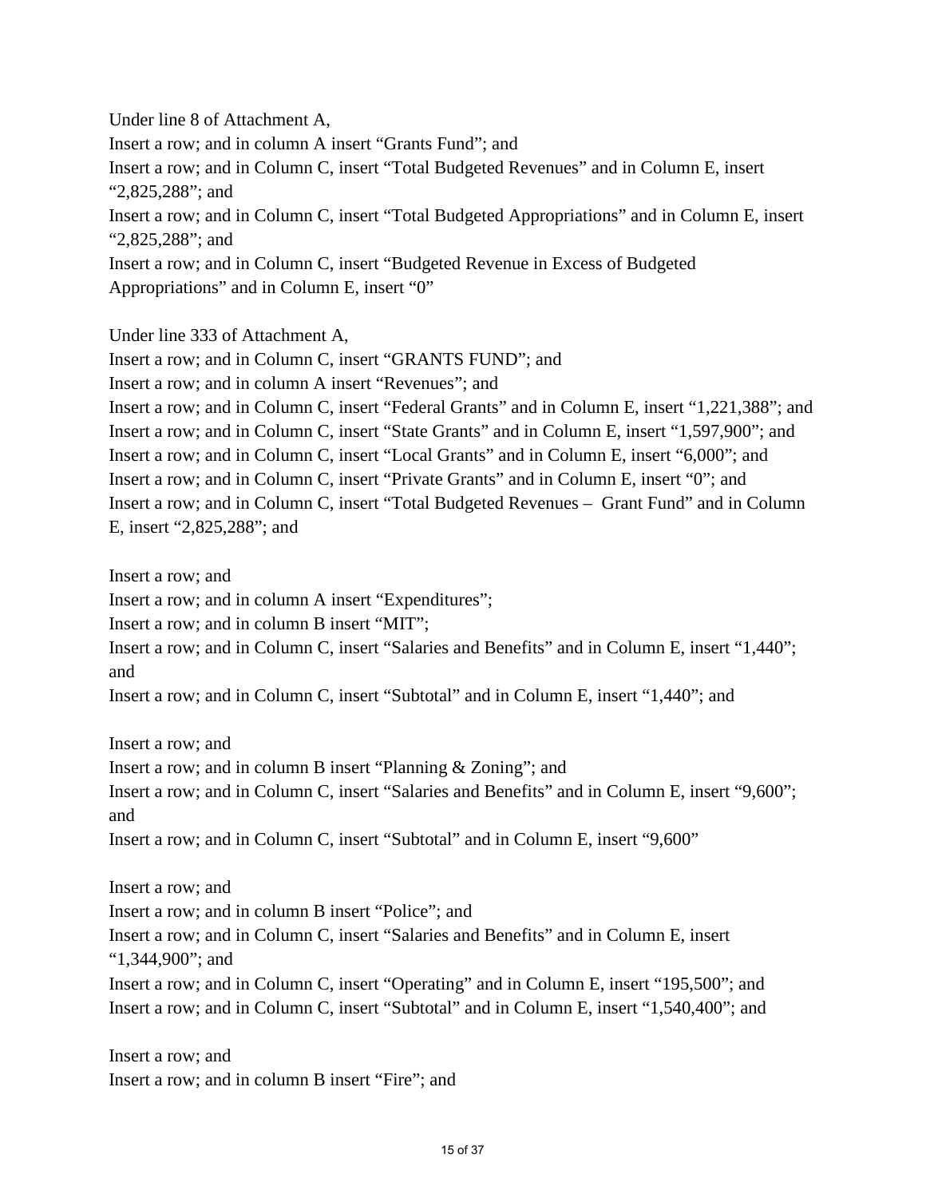Under line 8 of Attachment A,
Insert a row; and in column A insert “Grants Fund”; and
Insert a row; and in Column C, insert “Total Budgeted Revenues” and in Column E, insert “2,825,288”; and
Insert a row; and in Column C, insert “Total Budgeted Appropriations” and in Column E, insert “2,825,288”; and
Insert a row; and in Column C, insert “Budgeted Revenue in Excess of Budgeted Appropriations” and in Column E, insert “0”

Under line 333 of Attachment A,
Insert a row; and in Column C, insert “GRANTS FUND”; and
Insert a row; and in column A insert “Revenues”; and
Insert a row; and in Column C, insert “Federal Grants” and in Column E, insert “1,221,388”; and
Insert a row; and in Column C, insert “State Grants” and in Column E, insert “1,597,900”; and
Insert a row; and in Column C, insert “Local Grants” and in Column E, insert “6,000”; and
Insert a row; and in Column C, insert “Private Grants” and in Column E, insert “0”; and
Insert a row; and in Column C, insert “Total Budgeted Revenues – Grant Fund” and in Column E, insert “2,825,288”; and

Insert a row; and
Insert a row; and in column A insert “Expenditures”;
Insert a row; and in column B insert “MIT”;
Insert a row; and in Column C, insert “Salaries and Benefits” and in Column E, insert “1,440”; and
Insert a row; and in Column C, insert “Subtotal” and in Column E, insert “1,440”; and

Insert a row; and
Insert a row; and in column B insert “Planning & Zoning”; and
Insert a row; and in Column C, insert “Salaries and Benefits” and in Column E, insert “9,600”; and
Insert a row; and in Column C, insert “Subtotal” and in Column E, insert “9,600”

Insert a row; and
Insert a row; and in column B insert “Police”; and
Insert a row; and in Column C, insert “Salaries and Benefits” and in Column E, insert “1,344,900”; and
Insert a row; and in Column C, insert “Operating” and in Column E, insert “195,500”; and
Insert a row; and in Column C, insert “Subtotal” and in Column E, insert “1,540,400”; and

Insert a row; and
Insert a row; and in column B insert “Fire”; and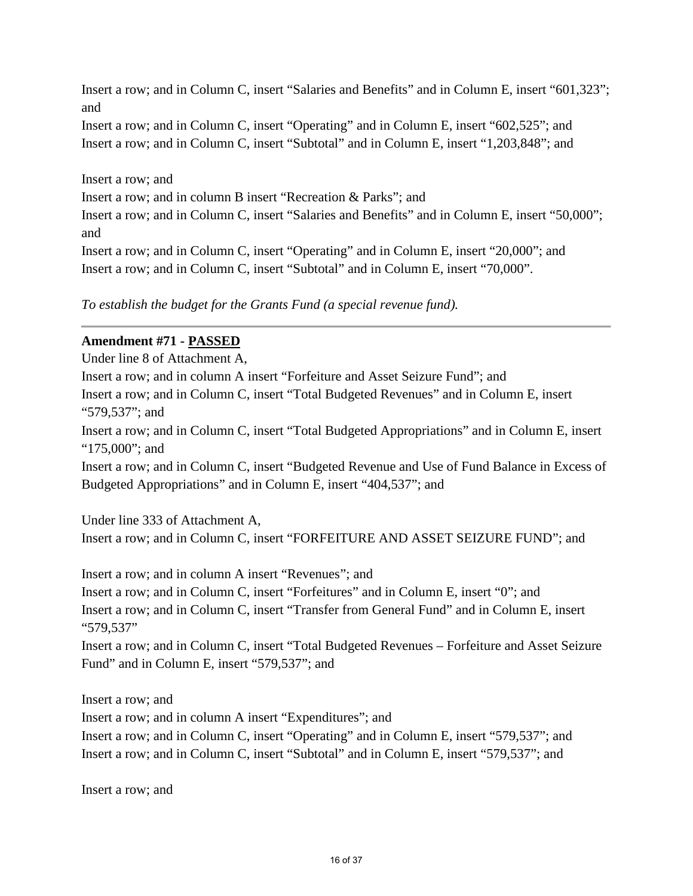Insert a row; and in Column C, insert "Salaries and Benefits" and in Column E, insert "601,323"; and

Insert a row; and in Column C, insert "Operating" and in Column E, insert "602,525"; and

Insert a row; and in Column C, insert "Subtotal" and in Column E, insert "1,203,848"; and

Insert a row; and

Insert a row; and in column B insert "Recreation & Parks"; and

Insert a row; and in Column C, insert "Salaries and Benefits" and in Column E, insert "50,000"; and

Insert a row; and in Column C, insert "Operating" and in Column E, insert "20,000"; and

Insert a row; and in Column C, insert "Subtotal" and in Column E, insert "70,000".

*To establish the budget for the Grants Fund (a special revenue fund).*

---

**Amendment #71 - PASSED**

Under line 8 of Attachment A,

Insert a row; and in column A insert "Forfeiture and Asset Seizure Fund"; and

Insert a row; and in Column C, insert "Total Budgeted Revenues" and in Column E, insert "579,537"; and

Insert a row; and in Column C, insert "Total Budgeted Appropriations" and in Column E, insert "175,000"; and

Insert a row; and in Column C, insert "Budgeted Revenue and Use of Fund Balance in Excess of Budgeted Appropriations" and in Column E, insert "404,537"; and

Under line 333 of Attachment A,

Insert a row; and in Column C, insert "FORFEITURE AND ASSET SEIZURE FUND"; and

Insert a row; and in column A insert "Revenues"; and

Insert a row; and in Column C, insert "Forfeitures" and in Column E, insert "0"; and

Insert a row; and in Column C, insert "Transfer from General Fund" and in Column E, insert "579,537"

Insert a row; and in Column C, insert "Total Budgeted Revenues – Forfeiture and Asset Seizure Fund" and in Column E, insert "579,537"; and

Insert a row; and

Insert a row; and in column A insert "Expenditures"; and

Insert a row; and in Column C, insert "Operating" and in Column E, insert "579,537"; and

Insert a row; and in Column C, insert "Subtotal" and in Column E, insert "579,537"; and

Insert a row; and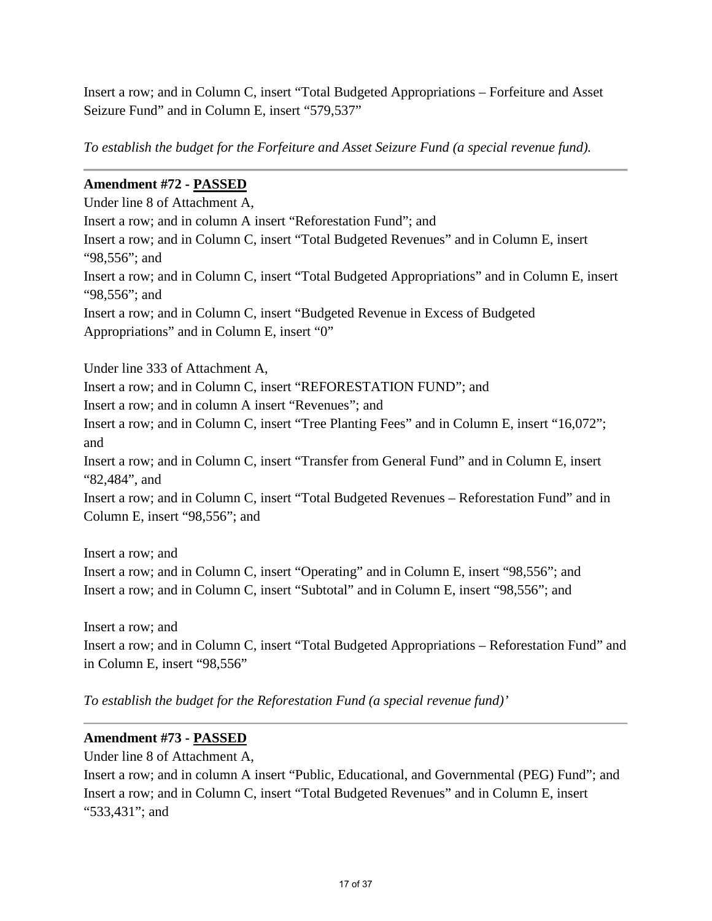Insert a row; and in Column C, insert “Total Budgeted Appropriations – Forfeiture and Asset Seizure Fund” and in Column E, insert “579,537”

*To establish the budget for the Forfeiture and Asset Seizure Fund (a special revenue fund).*

---

**Amendment #72 - PASSED**

Under line 8 of Attachment A,
Insert a row; and in column A insert “Reforestation Fund”; and
Insert a row; and in Column C, insert “Total Budgeted Revenues” and in Column E, insert “98,556”; and
Insert a row; and in Column C, insert “Total Budgeted Appropriations” and in Column E, insert “98,556”; and
Insert a row; and in Column C, insert “Budgeted Revenue in Excess of Budgeted Appropriations” and in Column E, insert “0”

Under line 333 of Attachment A,
Insert a row; and in Column C, insert “REFORESTATION FUND”; and
Insert a row; and in column A insert “Revenues”; and
Insert a row; and in Column C, insert “Tree Planting Fees” and in Column E, insert “16,072”; and
Insert a row; and in Column C, insert “Transfer from General Fund” and in Column E, insert “82,484”, and
Insert a row; and in Column C, insert “Total Budgeted Revenues – Reforestation Fund” and in Column E, insert “98,556”; and

Insert a row; and
Insert a row; and in Column C, insert “Operating” and in Column E, insert “98,556”; and
Insert a row; and in Column C, insert “Subtotal” and in Column E, insert “98,556”; and

Insert a row; and
Insert a row; and in Column C, insert “Total Budgeted Appropriations – Reforestation Fund” and in Column E, insert “98,556”

*To establish the budget for the Reforestation Fund (a special revenue fund)’*

---

**Amendment #73 - PASSED**

Under line 8 of Attachment A,
Insert a row; and in column A insert “Public, Educational, and Governmental (PEG) Fund”; and
Insert a row; and in Column C, insert “Total Budgeted Revenues” and in Column E, insert “533,431”; and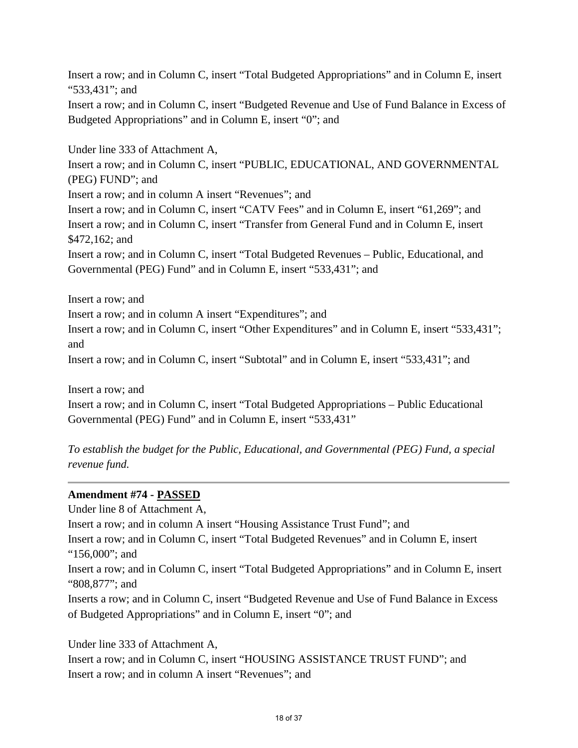Insert a row; and in Column C, insert "Total Budgeted Appropriations" and in Column E, insert "533,431"; and

Insert a row; and in Column C, insert "Budgeted Revenue and Use of Fund Balance in Excess of Budgeted Appropriations" and in Column E, insert "0"; and

Under line 333 of Attachment A,

Insert a row; and in Column C, insert "PUBLIC, EDUCATIONAL, AND GOVERNMENTAL (PEG) FUND"; and

Insert a row; and in column A insert "Revenues"; and

Insert a row; and in Column C, insert "CATV Fees" and in Column E, insert "61,269"; and

Insert a row; and in Column C, insert "Transfer from General Fund and in Column E, insert $472,162; and

Insert a row; and in Column C, insert "Total Budgeted Revenues – Public, Educational, and Governmental (PEG) Fund" and in Column E, insert "533,431"; and

Insert a row; and

Insert a row; and in column A insert "Expenditures"; and

Insert a row; and in Column C, insert "Other Expenditures" and in Column E, insert "533,431"; and

Insert a row; and in Column C, insert "Subtotal" and in Column E, insert "533,431"; and

Insert a row; and

Insert a row; and in Column C, insert "Total Budgeted Appropriations – Public Educational Governmental (PEG) Fund" and in Column E, insert "533,431"

*To establish the budget for the Public, Educational, and Governmental (PEG) Fund, a special revenue fund.*

---

**Amendment #74 - PASSED**

Under line 8 of Attachment A,

Insert a row; and in column A insert "Housing Assistance Trust Fund"; and

Insert a row; and in Column C, insert "Total Budgeted Revenues" and in Column E, insert "156,000"; and

Insert a row; and in Column C, insert "Total Budgeted Appropriations" and in Column E, insert "808,877"; and

Inserts a row; and in Column C, insert "Budgeted Revenue and Use of Fund Balance in Excess of Budgeted Appropriations" and in Column E, insert "0"; and

Under line 333 of Attachment A,

Insert a row; and in Column C, insert "HOUSING ASSISTANCE TRUST FUND"; and

Insert a row; and in column A insert "Revenues"; and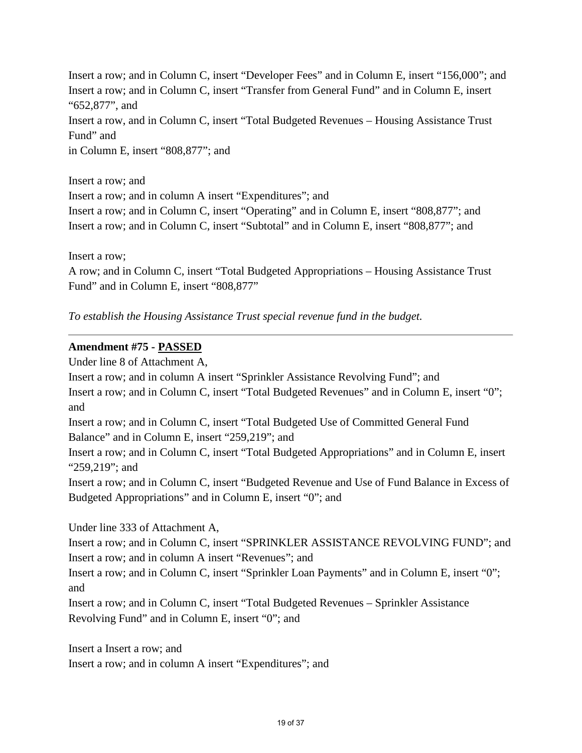Insert a row; and in Column C, insert “Developer Fees” and in Column E, insert “156,000”; and
Insert a row; and in Column C, insert “Transfer from General Fund” and in Column E, insert “652,877”, and
Insert a row, and in Column C, insert “Total Budgeted Revenues – Housing Assistance Trust Fund” and
in Column E, insert “808,877”; and

Insert a row; and
Insert a row; and in column A insert “Expenditures”; and
Insert a row; and in Column C, insert “Operating” and in Column E, insert “808,877”; and
Insert a row; and in Column C, insert “Subtotal” and in Column E, insert “808,877”; and

Insert a row;
A row; and in Column C, insert “Total Budgeted Appropriations – Housing Assistance Trust Fund” and in Column E, insert “808,877”

*To establish the Housing Assistance Trust special revenue fund in the budget.*

---

**Amendment #75 - PASSED**

Under line 8 of Attachment A,
Insert a row; and in column A insert “Sprinkler Assistance Revolving Fund”; and
Insert a row; and in Column C, insert “Total Budgeted Revenues” and in Column E, insert “0”; and
Insert a row; and in Column C, insert “Total Budgeted Use of Committed General Fund Balance” and in Column E, insert “259,219”; and
Insert a row; and in Column C, insert “Total Budgeted Appropriations” and in Column E, insert “259,219”; and
Insert a row; and in Column C, insert “Budgeted Revenue and Use of Fund Balance in Excess of Budgeted Appropriations” and in Column E, insert “0”; and

Under line 333 of Attachment A,
Insert a row; and in Column C, insert “SPRINKLER ASSISTANCE REVOLVING FUND”; and
Insert a row; and in column A insert “Revenues”; and
Insert a row; and in Column C, insert “Sprinkler Loan Payments” and in Column E, insert “0”; and
Insert a row; and in Column C, insert “Total Budgeted Revenues – Sprinkler Assistance Revolving Fund” and in Column E, insert “0”; and

Insert a Insert a row; and
Insert a row; and in column A insert “Expenditures”; and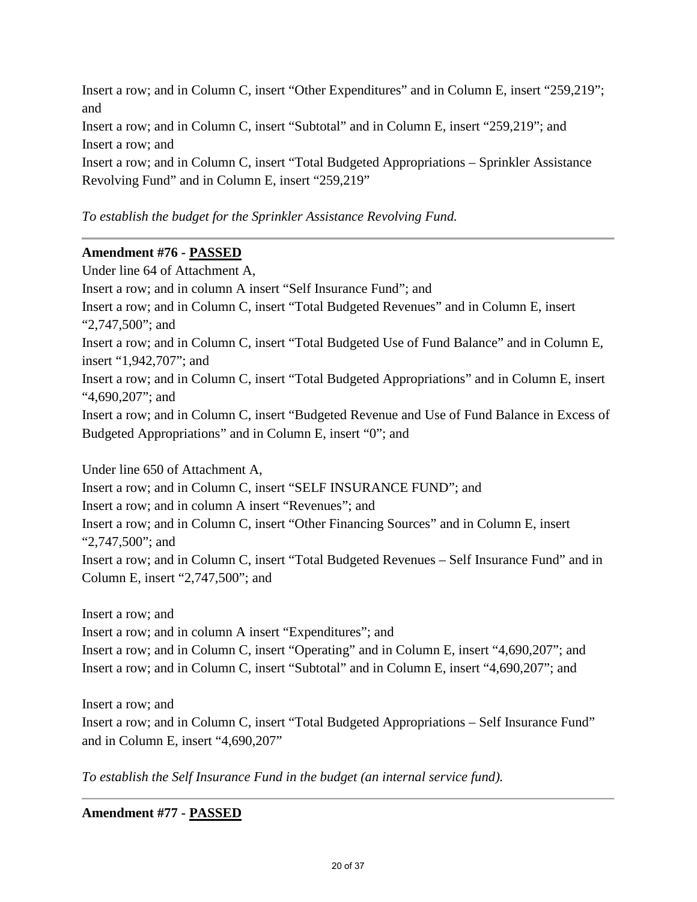Insert a row; and in Column C, insert “Other Expenditures” and in Column E, insert “259,219”; and
Insert a row; and in Column C, insert “Subtotal” and in Column E, insert “259,219”; and
Insert a row; and
Insert a row; and in Column C, insert “Total Budgeted Appropriations – Sprinkler Assistance Revolving Fund” and in Column E, insert “259,219”

*To establish the budget for the Sprinkler Assistance Revolving Fund.*

---

**Amendment #76 - PASSED**

Under line 64 of Attachment A,
Insert a row; and in column A insert “Self Insurance Fund”; and
Insert a row; and in Column C, insert “Total Budgeted Revenues” and in Column E, insert “2,747,500”; and
Insert a row; and in Column C, insert “Total Budgeted Use of Fund Balance” and in Column E, insert “1,942,707”; and
Insert a row; and in Column C, insert “Total Budgeted Appropriations” and in Column E, insert “4,690,207”; and
Insert a row; and in Column C, insert “Budgeted Revenue and Use of Fund Balance in Excess of Budgeted Appropriations” and in Column E, insert “0”; and

Under line 650 of Attachment A,
Insert a row; and in Column C, insert “SELF INSURANCE FUND”; and
Insert a row; and in column A insert “Revenues”; and
Insert a row; and in Column C, insert “Other Financing Sources” and in Column E, insert “2,747,500”; and
Insert a row; and in Column C, insert “Total Budgeted Revenues – Self Insurance Fund” and in Column E, insert “2,747,500”; and

Insert a row; and
Insert a row; and in column A insert “Expenditures”; and
Insert a row; and in Column C, insert “Operating” and in Column E, insert “4,690,207”; and
Insert a row; and in Column C, insert “Subtotal” and in Column E, insert “4,690,207”; and

Insert a row; and
Insert a row; and in Column C, insert “Total Budgeted Appropriations – Self Insurance Fund” and in Column E, insert “4,690,207”

*To establish the Self Insurance Fund in the budget (an internal service fund).*

---

**Amendment #77 - PASSED**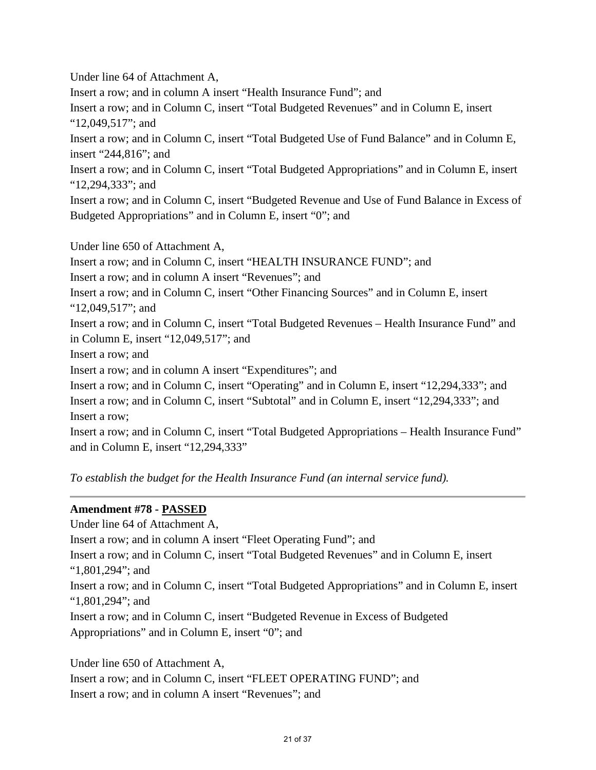Under line 64 of Attachment A,
Insert a row; and in column A insert “Health Insurance Fund”; and
Insert a row; and in Column C, insert “Total Budgeted Revenues” and in Column E, insert “12,049,517”; and
Insert a row; and in Column C, insert “Total Budgeted Use of Fund Balance” and in Column E, insert “244,816”; and
Insert a row; and in Column C, insert “Total Budgeted Appropriations” and in Column E, insert “12,294,333”; and
Insert a row; and in Column C, insert “Budgeted Revenue and Use of Fund Balance in Excess of Budgeted Appropriations” and in Column E, insert “0”; and

Under line 650 of Attachment A,
Insert a row; and in Column C, insert “HEALTH INSURANCE FUND”; and
Insert a row; and in column A insert “Revenues”; and
Insert a row; and in Column C, insert “Other Financing Sources” and in Column E, insert “12,049,517”; and
Insert a row; and in Column C, insert “Total Budgeted Revenues – Health Insurance Fund” and in Column E, insert “12,049,517”; and
Insert a row; and
Insert a row; and in column A insert “Expenditures”; and
Insert a row; and in Column C, insert “Operating” and in Column E, insert “12,294,333”; and
Insert a row; and in Column C, insert “Subtotal” and in Column E, insert “12,294,333”; and
Insert a row;
Insert a row; and in Column C, insert “Total Budgeted Appropriations – Health Insurance Fund” and in Column E, insert “12,294,333”

*To establish the budget for the Health Insurance Fund (an internal service fund).*

---

**Amendment #78 - PASSED**

Under line 64 of Attachment A,
Insert a row; and in column A insert “Fleet Operating Fund”; and
Insert a row; and in Column C, insert “Total Budgeted Revenues” and in Column E, insert “1,801,294”; and
Insert a row; and in Column C, insert “Total Budgeted Appropriations” and in Column E, insert “1,801,294”; and
Insert a row; and in Column C, insert “Budgeted Revenue in Excess of Budgeted Appropriations” and in Column E, insert “0”; and

Under line 650 of Attachment A,
Insert a row; and in Column C, insert “FLEET OPERATING FUND”; and
Insert a row; and in column A insert “Revenues”; and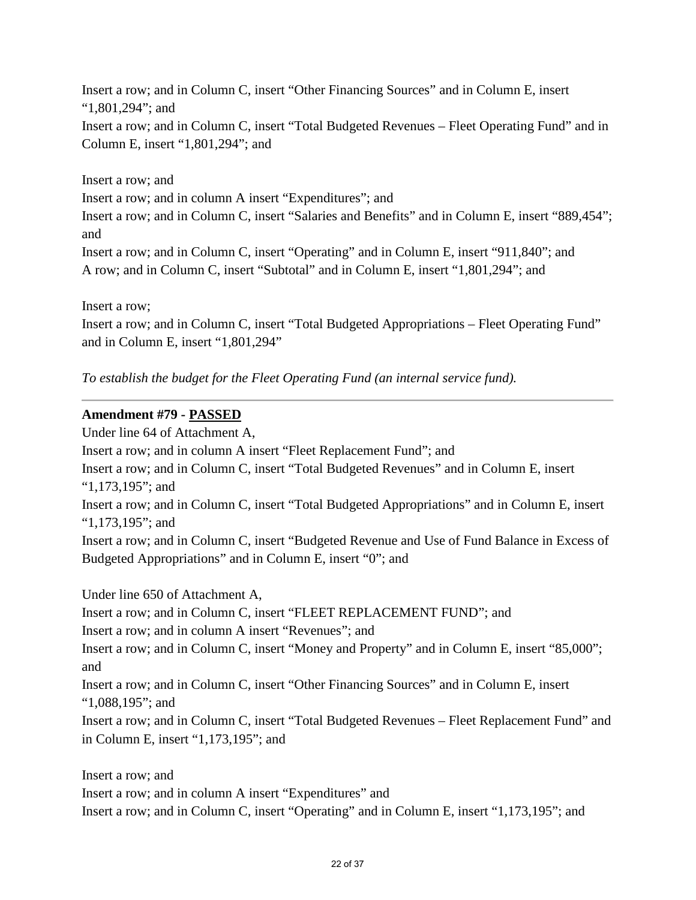Insert a row; and in Column C, insert “Other Financing Sources” and in Column E, insert “1,801,294”; and
Insert a row; and in Column C, insert “Total Budgeted Revenues – Fleet Operating Fund” and in Column E, insert “1,801,294”; and

Insert a row; and
Insert a row; and in column A insert “Expenditures”; and
Insert a row; and in Column C, insert “Salaries and Benefits” and in Column E, insert “889,454”; and
Insert a row; and in Column C, insert “Operating” and in Column E, insert “911,840”; and
A row; and in Column C, insert “Subtotal” and in Column E, insert “1,801,294”; and

Insert a row;
Insert a row; and in Column C, insert “Total Budgeted Appropriations – Fleet Operating Fund” and in Column E, insert “1,801,294”

*To establish the budget for the Fleet Operating Fund (an internal service fund).*

---

**Amendment #79 - PASSED**

Under line 64 of Attachment A,
Insert a row; and in column A insert “Fleet Replacement Fund”; and
Insert a row; and in Column C, insert “Total Budgeted Revenues” and in Column E, insert “1,173,195”; and
Insert a row; and in Column C, insert “Total Budgeted Appropriations” and in Column E, insert “1,173,195”; and
Insert a row; and in Column C, insert “Budgeted Revenue and Use of Fund Balance in Excess of Budgeted Appropriations” and in Column E, insert “0”; and

Under line 650 of Attachment A,
Insert a row; and in Column C, insert “FLEET REPLACEMENT FUND”; and
Insert a row; and in column A insert “Revenues”; and
Insert a row; and in Column C, insert “Money and Property” and in Column E, insert “85,000”; and
Insert a row; and in Column C, insert “Other Financing Sources” and in Column E, insert “1,088,195”; and
Insert a row; and in Column C, insert “Total Budgeted Revenues – Fleet Replacement Fund” and in Column E, insert “1,173,195”; and

Insert a row; and
Insert a row; and in column A insert “Expenditures” and
Insert a row; and in Column C, insert “Operating” and in Column E, insert “1,173,195”; and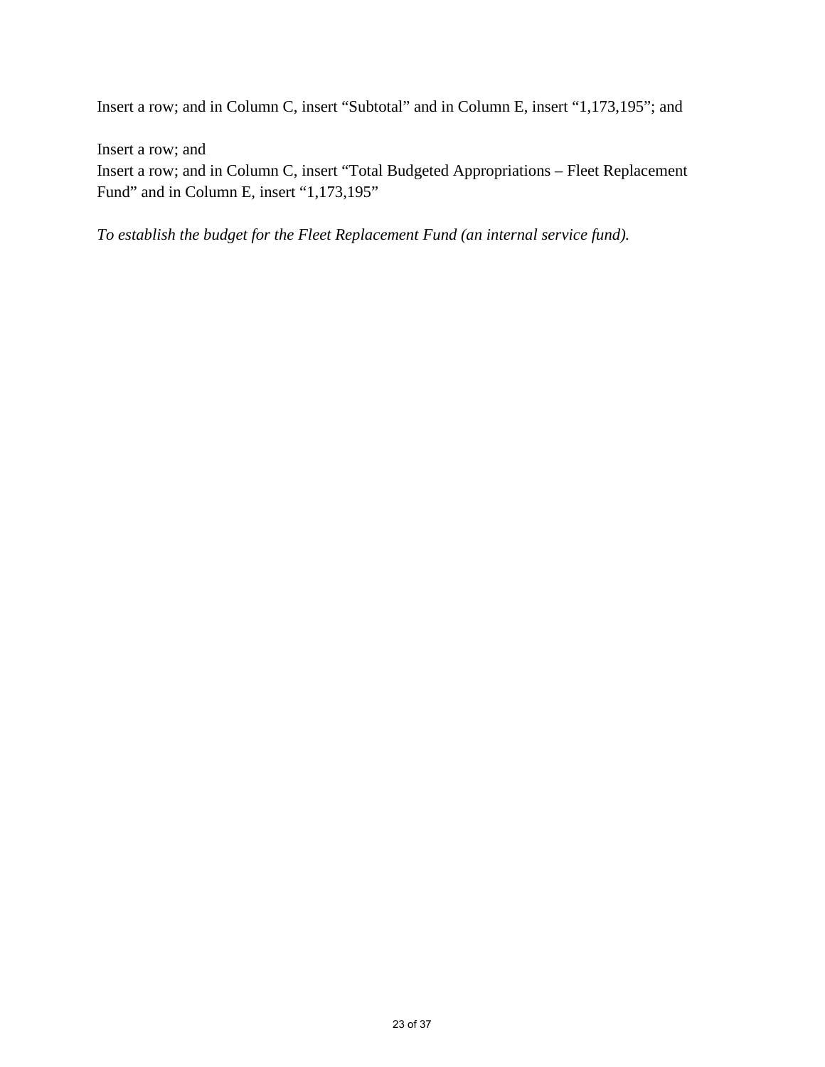Insert a row; and in Column C, insert “Subtotal” and in Column E, insert “1,173,195”; and

Insert a row; and
Insert a row; and in Column C, insert “Total Budgeted Appropriations – Fleet Replacement Fund” and in Column E, insert “1,173,195”

*To establish the budget for the Fleet Replacement Fund (an internal service fund).*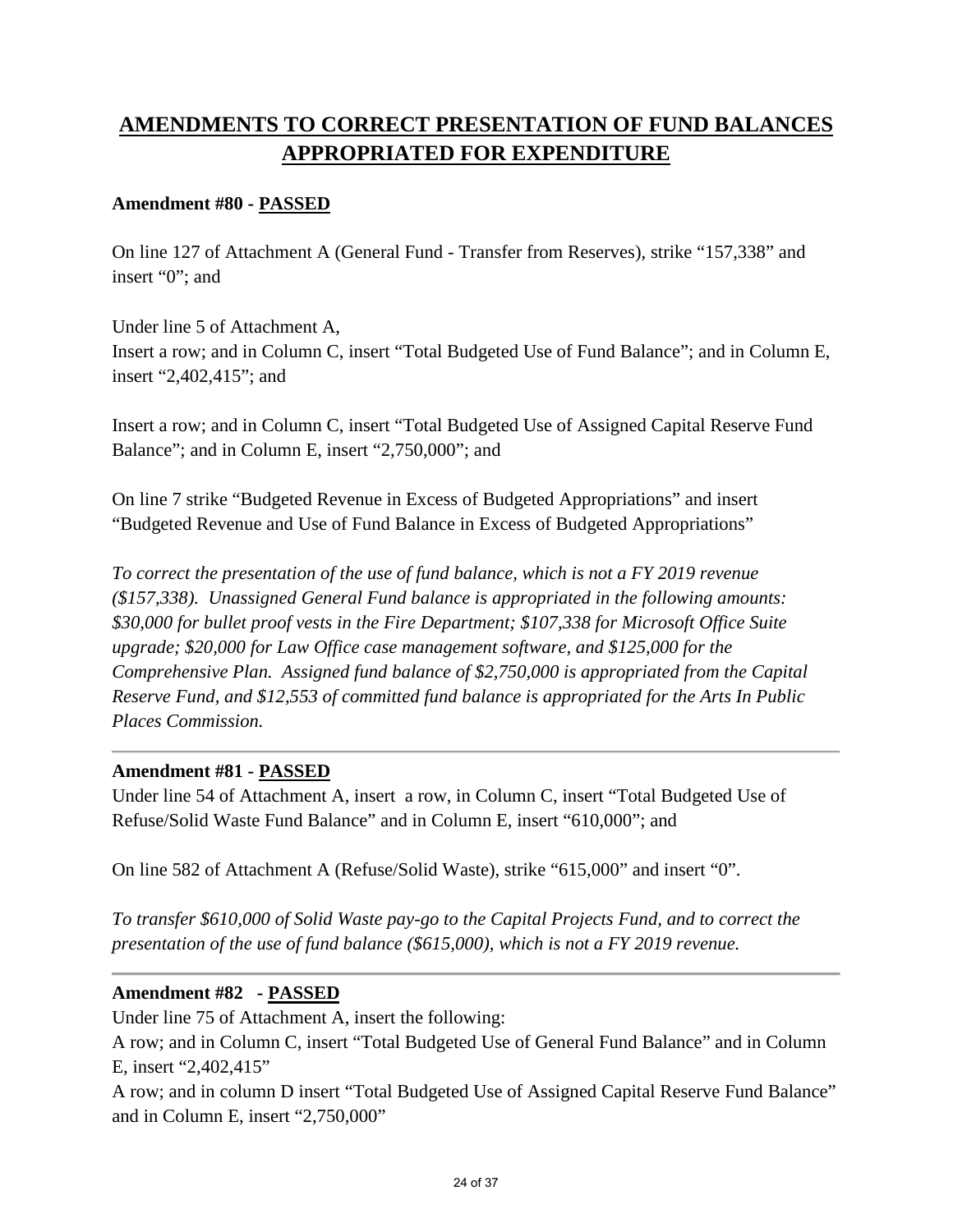# AMENDMENTS TO CORRECT PRESENTATION OF FUND BALANCES APPROPRIATED FOR EXPENDITURE

**Amendment #80 - PASSED**

On line 127 of Attachment A (General Fund - Transfer from Reserves), strike "157,338" and insert "0"; and

Under line 5 of Attachment A,
Insert a row; and in Column C, insert "Total Budgeted Use of Fund Balance"; and in Column E, insert "2,402,415"; and

Insert a row; and in Column C, insert "Total Budgeted Use of Assigned Capital Reserve Fund Balance"; and in Column E, insert "2,750,000"; and

On line 7 strike "Budgeted Revenue in Excess of Budgeted Appropriations" and insert "Budgeted Revenue and Use of Fund Balance in Excess of Budgeted Appropriations"

*To correct the presentation of the use of fund balance, which is not a FY 2019 revenue ($157,338). Unassigned General Fund balance is appropriated in the following amounts: $30,000 for bullet proof vests in the Fire Department; $107,338 for Microsoft Office Suite upgrade; $20,000 for Law Office case management software, and $125,000 for the Comprehensive Plan. Assigned fund balance of $2,750,000 is appropriated from the Capital Reserve Fund, and $12,553 of committed fund balance is appropriated for the Arts In Public Places Commission.*

---

**Amendment #81 - PASSED**

Under line 54 of Attachment A, insert a row, in Column C, insert "Total Budgeted Use of Refuse/Solid Waste Fund Balance" and in Column E, insert "610,000"; and

On line 582 of Attachment A (Refuse/Solid Waste), strike "615,000" and insert "0".

*To transfer $610,000 of Solid Waste pay-go to the Capital Projects Fund, and to correct the presentation of the use of fund balance ($615,000), which is not a FY 2019 revenue.*

---

**Amendment #82 - PASSED**

Under line 75 of Attachment A, insert the following:
A row; and in Column C, insert "Total Budgeted Use of General Fund Balance" and in Column E, insert "2,402,415"
A row; and in column D insert "Total Budgeted Use of Assigned Capital Reserve Fund Balance" and in Column E, insert "2,750,000"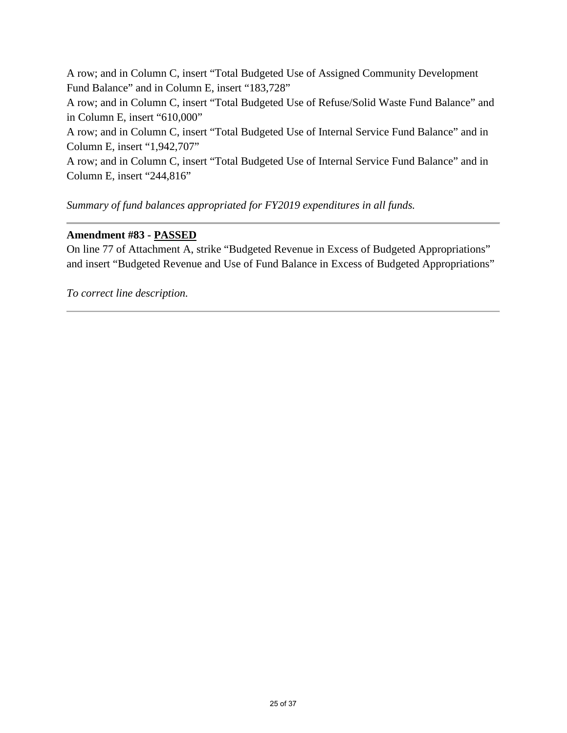A row; and in Column C, insert “Total Budgeted Use of Assigned Community Development Fund Balance” and in Column E, insert “183,728”

A row; and in Column C, insert “Total Budgeted Use of Refuse/Solid Waste Fund Balance” and in Column E, insert “610,000”

A row; and in Column C, insert “Total Budgeted Use of Internal Service Fund Balance” and in Column E, insert “1,942,707”

A row; and in Column C, insert “Total Budgeted Use of Internal Service Fund Balance” and in Column E, insert “244,816”

*Summary of fund balances appropriated for FY2019 expenditures in all funds.*

---

**Amendment #83 - PASSED**

On line 77 of Attachment A, strike “Budgeted Revenue in Excess of Budgeted Appropriations” and insert “Budgeted Revenue and Use of Fund Balance in Excess of Budgeted Appropriations”

*To correct line description.*

---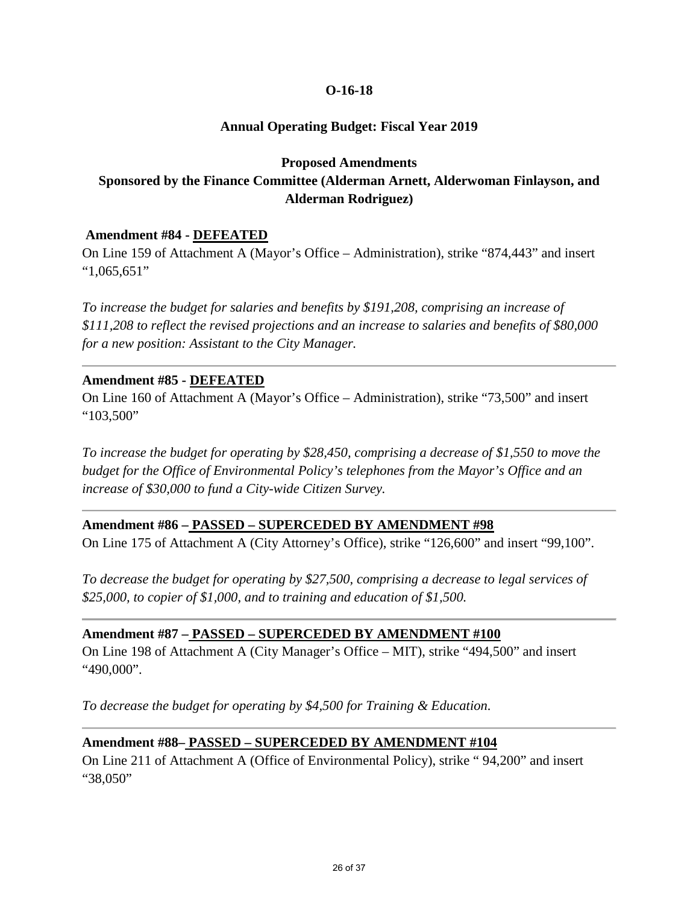**O-16-18**

**Annual Operating Budget: Fiscal Year 2019**

**Proposed Amendments**
**Sponsored by the Finance Committee (Alderman Arnett, Alderwoman Finlayson, and Alderman Rodriguez)**

**Amendment #84 - DEFEATED**

On Line 159 of Attachment A (Mayor's Office – Administration), strike "874,443" and insert "1,065,651"

*To increase the budget for salaries and benefits by $191,208, comprising an increase of $111,208 to reflect the revised projections and an increase to salaries and benefits of $80,000 for a new position: Assistant to the City Manager.*

---

**Amendment #85 - DEFEATED**

On Line 160 of Attachment A (Mayor's Office – Administration), strike "73,500" and insert "103,500"

*To increase the budget for operating by $28,450, comprising a decrease of $1,550 to move the budget for the Office of Environmental Policy's telephones from the Mayor's Office and an increase of $30,000 to fund a City-wide Citizen Survey.*

---

**Amendment #86 – PASSED – SUPERCEDED BY AMENDMENT #98**

On Line 175 of Attachment A (City Attorney's Office), strike "126,600" and insert "99,100".

*To decrease the budget for operating by $27,500, comprising a decrease to legal services of $25,000, to copier of $1,000, and to training and education of $1,500.*

---

**Amendment #87 – PASSED – SUPERCEDED BY AMENDMENT #100**

On Line 198 of Attachment A (City Manager's Office – MIT), strike "494,500" and insert "490,000".

*To decrease the budget for operating by $4,500 for Training & Education.*

---

**Amendment #88– PASSED – SUPERCEDED BY AMENDMENT #104**

On Line 211 of Attachment A (Office of Environmental Policy), strike " 94,200" and insert "38,050"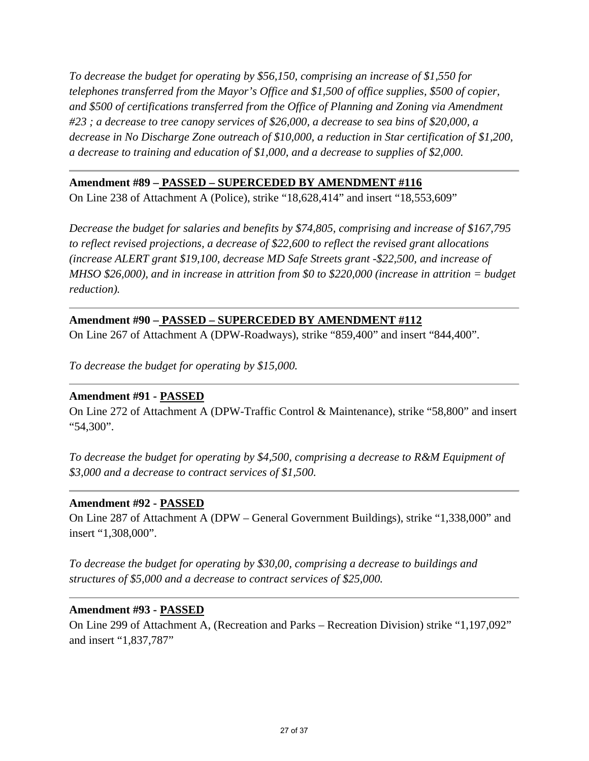*To decrease the budget for operating by $56,150, comprising an increase of $1,550 for telephones transferred from the Mayor's Office and $1,500 of office supplies, $500 of copier, and $500 of certifications transferred from the Office of Planning and Zoning via Amendment #23 ; a decrease to tree canopy services of $26,000, a decrease to sea bins of $20,000, a decrease in No Discharge Zone outreach of $10,000, a reduction in Star certification of $1,200, a decrease to training and education of $1,000, and a decrease to supplies of $2,000.*

---

**Amendment #89 – PASSED – SUPERCEDED BY AMENDMENT #116**

On Line 238 of Attachment A (Police), strike "18,628,414" and insert "18,553,609"

*Decrease the budget for salaries and benefits by $74,805, comprising and increase of $167,795 to reflect revised projections, a decrease of $22,600 to reflect the revised grant allocations (increase ALERT grant $19,100, decrease MD Safe Streets grant -$22,500, and increase of MHSO $26,000), and in increase in attrition from $0 to $220,000 (increase in attrition = budget reduction).*

---

**Amendment #90 – PASSED – SUPERCEDED BY AMENDMENT #112**

On Line 267 of Attachment A (DPW-Roadways), strike "859,400" and insert "844,400".

*To decrease the budget for operating by $15,000.*

---

**Amendment #91 - PASSED**

On Line 272 of Attachment A (DPW-Traffic Control & Maintenance), strike "58,800" and insert "54,300".

*To decrease the budget for operating by $4,500, comprising a decrease to R&M Equipment of $3,000 and a decrease to contract services of $1,500.*

---

**Amendment #92 - PASSED**

On Line 287 of Attachment A (DPW – General Government Buildings), strike "1,338,000" and insert "1,308,000".

*To decrease the budget for operating by $30,00, comprising a decrease to buildings and structures of $5,000 and a decrease to contract services of $25,000.*

---

**Amendment #93 - PASSED**

On Line 299 of Attachment A, (Recreation and Parks – Recreation Division) strike "1,197,092" and insert "1,837,787"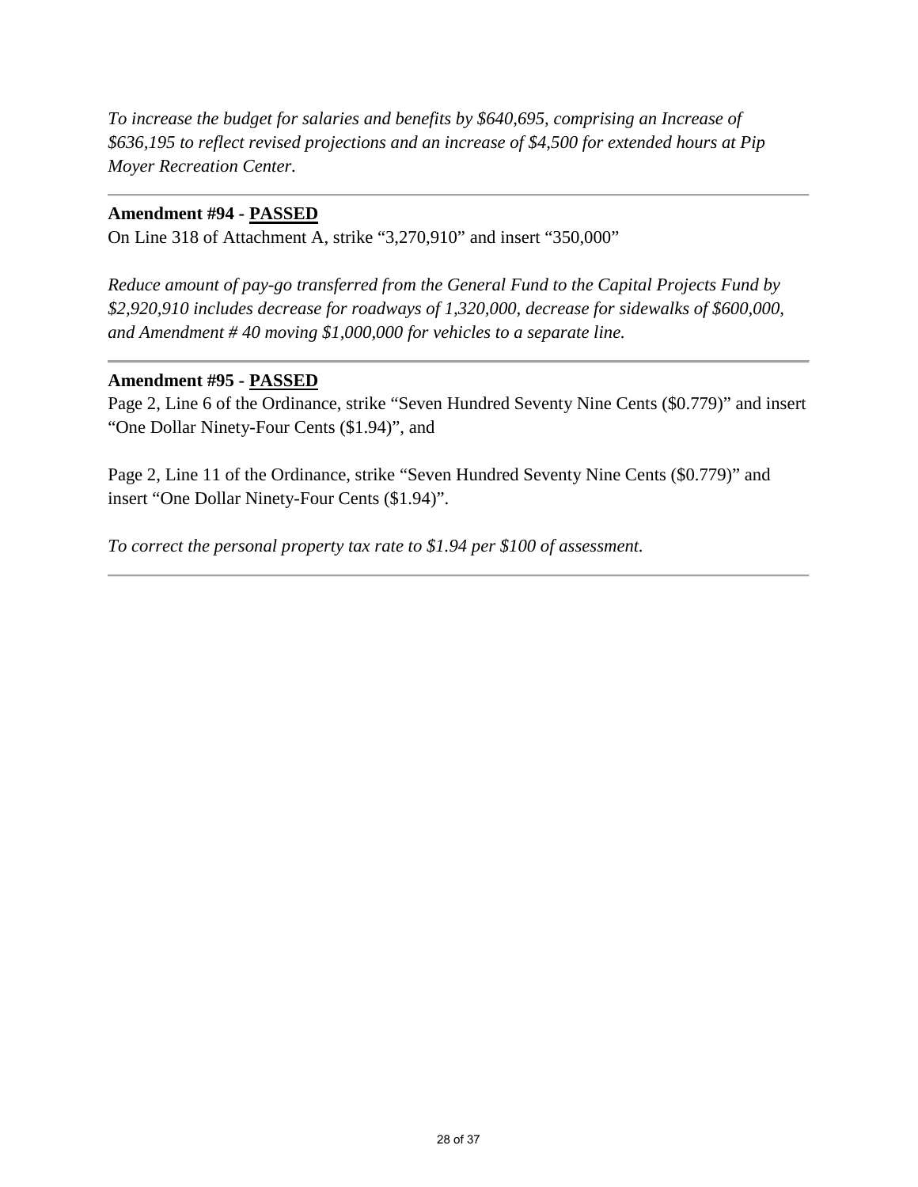*To increase the budget for salaries and benefits by $640,695, comprising an Increase of $636,195 to reflect revised projections and an increase of $4,500 for extended hours at Pip Moyer Recreation Center.*

---

**Amendment #94 - PASSED**

On Line 318 of Attachment A, strike "3,270,910" and insert "350,000"

*Reduce amount of pay-go transferred from the General Fund to the Capital Projects Fund by $2,920,910 includes decrease for roadways of 1,320,000, decrease for sidewalks of $600,000, and Amendment # 40 moving $1,000,000 for vehicles to a separate line.*

---

**Amendment #95 - PASSED**

Page 2, Line 6 of the Ordinance, strike "Seven Hundred Seventy Nine Cents ($0.779)" and insert "One Dollar Ninety-Four Cents ($1.94)", and

Page 2, Line 11 of the Ordinance, strike "Seven Hundred Seventy Nine Cents ($0.779)" and insert "One Dollar Ninety-Four Cents ($1.94)".

*To correct the personal property tax rate to $1.94 per $100 of assessment.*

---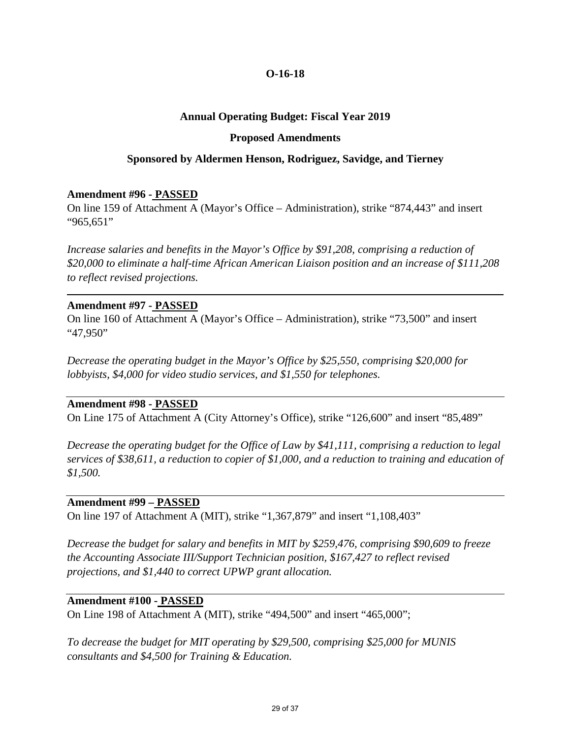**O-16-18**

**Annual Operating Budget: Fiscal Year 2019**

**Proposed Amendments**

**Sponsored by Aldermen Henson, Rodriguez, Savidge, and Tierney**

**Amendment #96 - PASSED**

On line 159 of Attachment A (Mayor's Office – Administration), strike "874,443" and insert "965,651"

*Increase salaries and benefits in the Mayor's Office by $91,208, comprising a reduction of $20,000 to eliminate a half-time African American Liaison position and an increase of $111,208 to reflect revised projections.*

---

**Amendment #97 - PASSED**

On line 160 of Attachment A (Mayor's Office – Administration), strike "73,500" and insert "47,950"

*Decrease the operating budget in the Mayor's Office by $25,550, comprising $20,000 for lobbyists, $4,000 for video studio services, and $1,550 for telephones.*

---

**Amendment #98 - PASSED**

On Line 175 of Attachment A (City Attorney's Office), strike "126,600" and insert "85,489"

*Decrease the operating budget for the Office of Law by $41,111, comprising a reduction to legal services of $38,611, a reduction to copier of $1,000, and a reduction to training and education of $1,500.*

---

**Amendment #99 – PASSED**

On line 197 of Attachment A (MIT), strike "1,367,879" and insert "1,108,403"

*Decrease the budget for salary and benefits in MIT by $259,476, comprising $90,609 to freeze the Accounting Associate III/Support Technician position, $167,427 to reflect revised projections, and $1,440 to correct UPWP grant allocation.*

---

**Amendment #100 - PASSED**

On Line 198 of Attachment A (MIT), strike "494,500" and insert "465,000";

*To decrease the budget for MIT operating by $29,500, comprising $25,000 for MUNIS consultants and $4,500 for Training & Education.*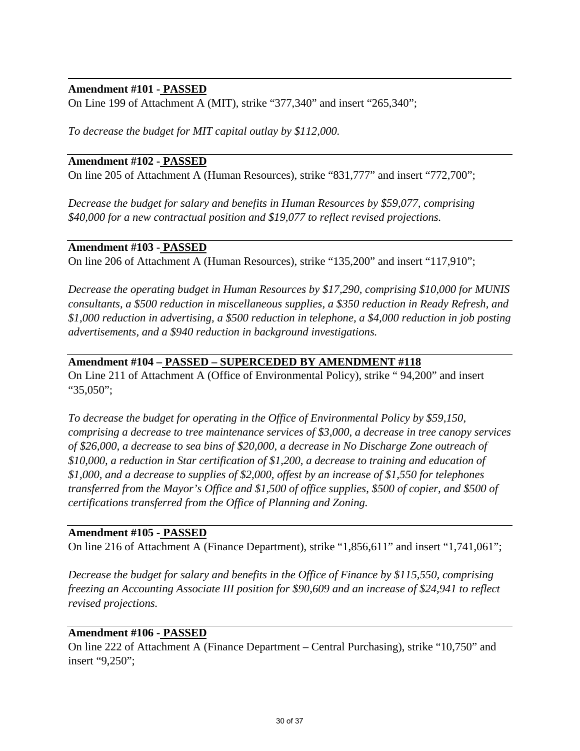---

**Amendment #101 - PASSED**

On Line 199 of Attachment A (MIT), strike "377,340" and insert "265,340";

*To decrease the budget for MIT capital outlay by $112,000.*

---

**Amendment #102 - PASSED**

On line 205 of Attachment A (Human Resources), strike "831,777" and insert "772,700";

*Decrease the budget for salary and benefits in Human Resources by $59,077, comprising $40,000 for a new contractual position and $19,077 to reflect revised projections.*

---

**Amendment #103 - PASSED**

On line 206 of Attachment A (Human Resources), strike "135,200" and insert "117,910";

*Decrease the operating budget in Human Resources by $17,290, comprising $10,000 for MUNIS consultants, a $500 reduction in miscellaneous supplies, a $350 reduction in Ready Refresh, and $1,000 reduction in advertising, a $500 reduction in telephone, a $4,000 reduction in job posting advertisements, and a $940 reduction in background investigations.*

---

**Amendment #104 – PASSED – SUPERCEDED BY AMENDMENT #118**

On Line 211 of Attachment A (Office of Environmental Policy), strike " 94,200" and insert "35,050";

*To decrease the budget for operating in the Office of Environmental Policy by $59,150, comprising a decrease to tree maintenance services of $3,000, a decrease in tree canopy services of $26,000, a decrease to sea bins of $20,000, a decrease in No Discharge Zone outreach of $10,000, a reduction in Star certification of $1,200, a decrease to training and education of $1,000, and a decrease to supplies of $2,000, offest by an increase of $1,550 for telephones transferred from the Mayor's Office and $1,500 of office supplies, $500 of copier, and $500 of certifications transferred from the Office of Planning and Zoning.*

---

**Amendment #105 - PASSED**

On line 216 of Attachment A (Finance Department), strike "1,856,611" and insert "1,741,061";

*Decrease the budget for salary and benefits in the Office of Finance by $115,550, comprising freezing an Accounting Associate III position for $90,609 and an increase of $24,941 to reflect revised projections.*

---

**Amendment #106 - PASSED**

On line 222 of Attachment A (Finance Department – Central Purchasing), strike "10,750" and insert "9,250";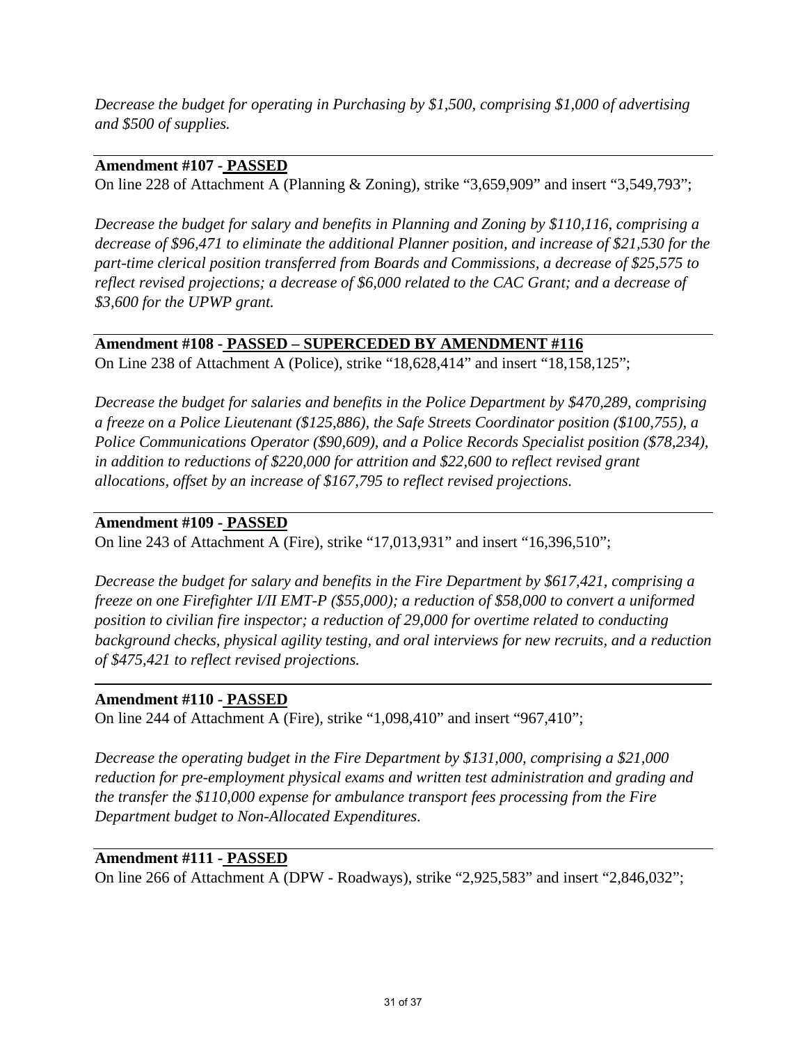*Decrease the budget for operating in Purchasing by $1,500, comprising $1,000 of advertising and $500 of supplies.*

---

**Amendment #107 - PASSED**

On line 228 of Attachment A (Planning & Zoning), strike "3,659,909" and insert "3,549,793";

*Decrease the budget for salary and benefits in Planning and Zoning by $110,116, comprising a decrease of $96,471 to eliminate the additional Planner position, and increase of $21,530 for the part-time clerical position transferred from Boards and Commissions, a decrease of $25,575 to reflect revised projections; a decrease of $6,000 related to the CAC Grant; and a decrease of $3,600 for the UPWP grant.*

---

**Amendment #108 - PASSED – SUPERCEDED BY AMENDMENT #116**

On Line 238 of Attachment A (Police), strike "18,628,414" and insert "18,158,125";

*Decrease the budget for salaries and benefits in the Police Department by $470,289, comprising a freeze on a Police Lieutenant ($125,886), the Safe Streets Coordinator position ($100,755), a Police Communications Operator ($90,609), and a Police Records Specialist position ($78,234), in addition to reductions of $220,000 for attrition and $22,600 to reflect revised grant allocations, offset by an increase of $167,795 to reflect revised projections.*

---

**Amendment #109 - PASSED**

On line 243 of Attachment A (Fire), strike "17,013,931" and insert "16,396,510";

*Decrease the budget for salary and benefits in the Fire Department by $617,421, comprising a freeze on one Firefighter I/II EMT-P ($55,000); a reduction of $58,000 to convert a uniformed position to civilian fire inspector; a reduction of 29,000 for overtime related to conducting background checks, physical agility testing, and oral interviews for new recruits, and a reduction of $475,421 to reflect revised projections.*

---

**Amendment #110 - PASSED**

On line 244 of Attachment A (Fire), strike "1,098,410" and insert "967,410";

*Decrease the operating budget in the Fire Department by $131,000, comprising a $21,000 reduction for pre-employment physical exams and written test administration and grading and the transfer the $110,000 expense for ambulance transport fees processing from the Fire Department budget to Non-Allocated Expenditures.*

---

**Amendment #111 - PASSED**

On line 266 of Attachment A (DPW - Roadways), strike "2,925,583" and insert "2,846,032";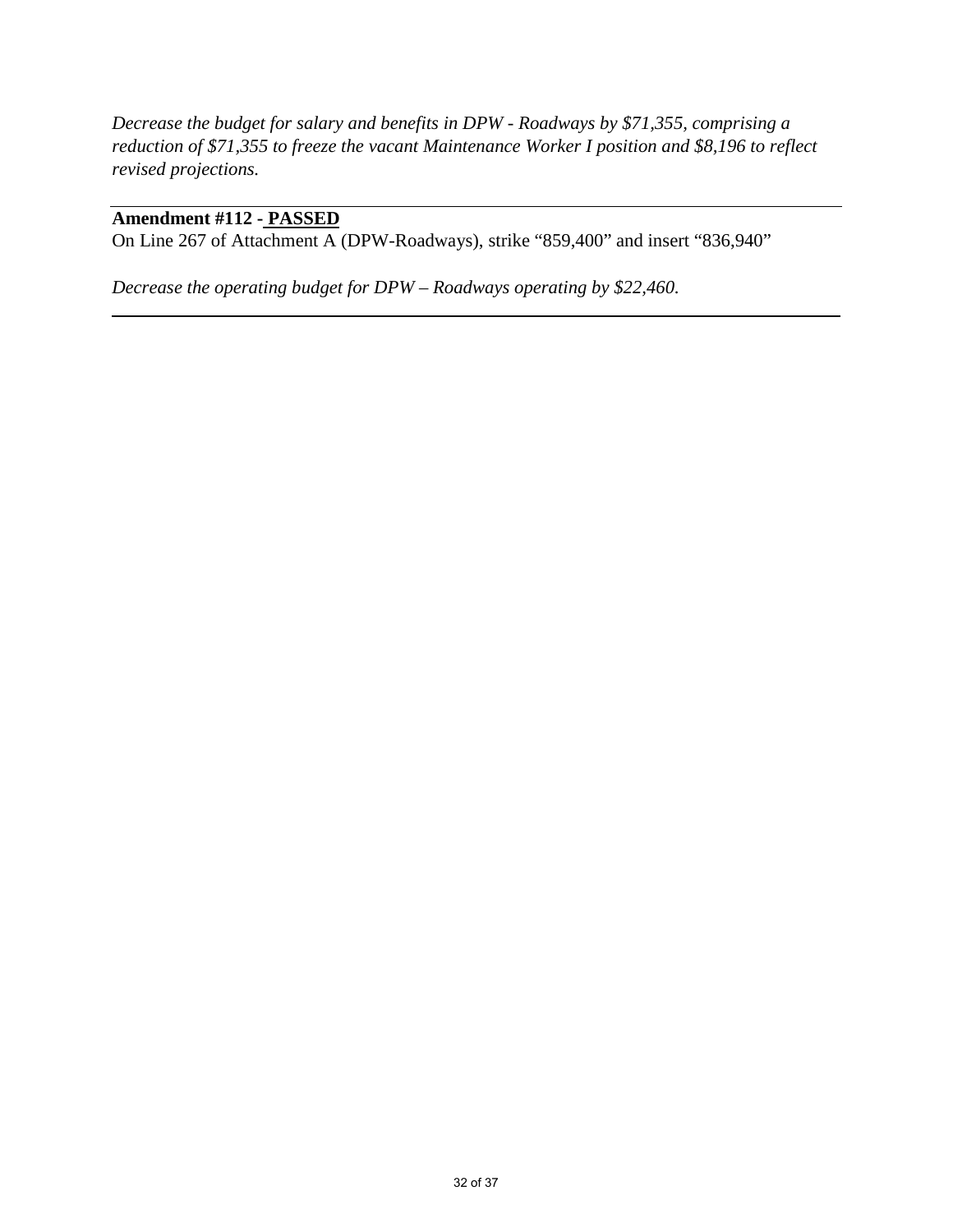*Decrease the budget for salary and benefits in DPW - Roadways by $71,355, comprising a reduction of $71,355 to freeze the vacant Maintenance Worker I position and $8,196 to reflect revised projections.*

---

**Amendment #112 - PASSED**

On Line 267 of Attachment A (DPW-Roadways), strike "859,400" and insert "836,940"

*Decrease the operating budget for DPW – Roadways operating by $22,460.*

---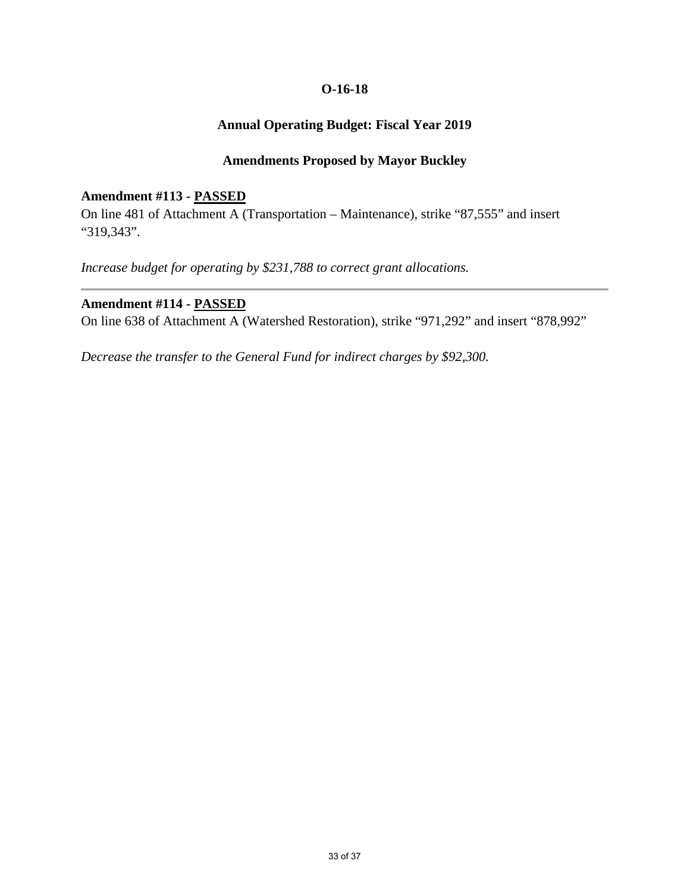**O-16-18**

**Annual Operating Budget: Fiscal Year 2019**

**Amendments Proposed by Mayor Buckley**

**Amendment #113 - PASSED**

On line 481 of Attachment A (Transportation – Maintenance), strike "87,555" and insert "319,343".

*Increase budget for operating by $231,788 to correct grant allocations.*

---

**Amendment #114 - PASSED**

On line 638 of Attachment A (Watershed Restoration), strike "971,292" and insert "878,992"

*Decrease the transfer to the General Fund for indirect charges by $92,300.*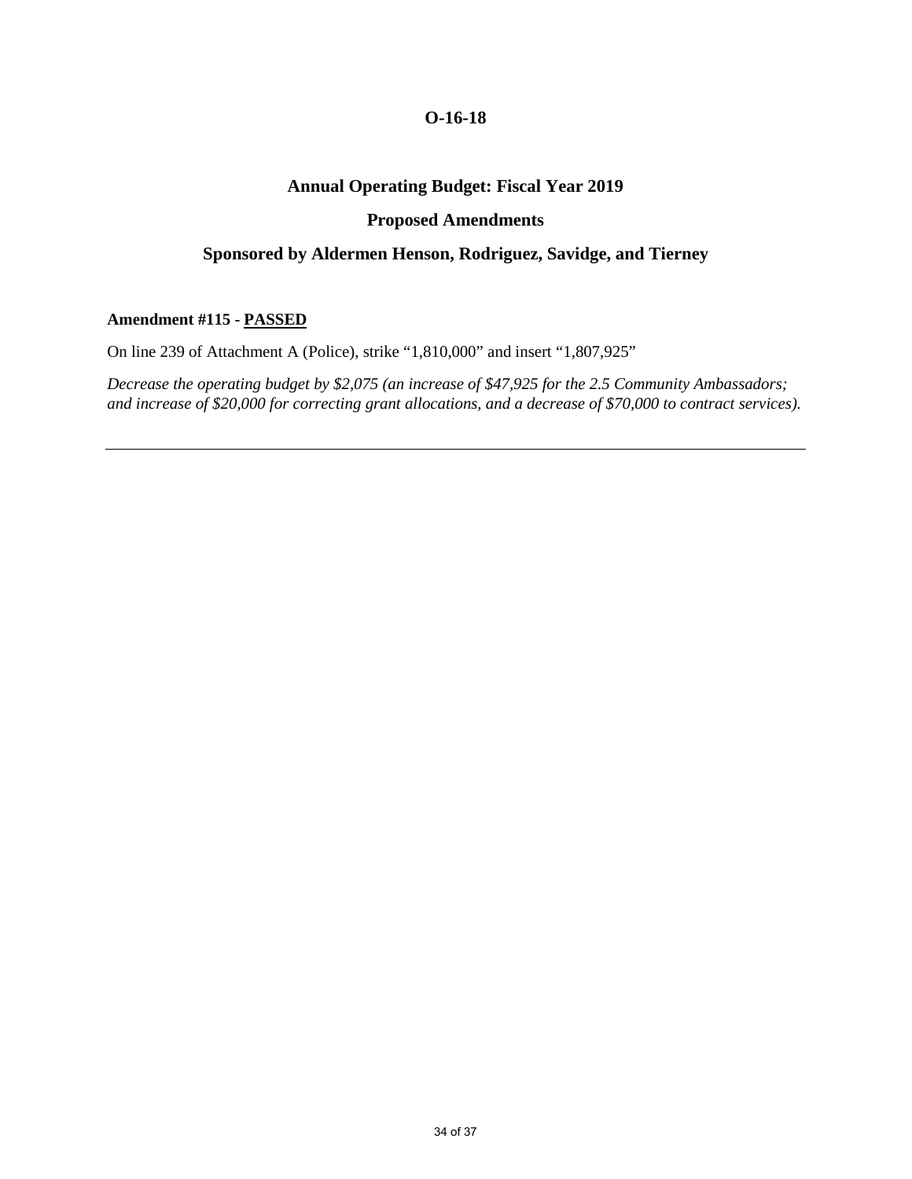# O-16-18

## Annual Operating Budget: Fiscal Year 2019

## Proposed Amendments

## Sponsored by Aldermen Henson, Rodriguez, Savidge, and Tierney

**Amendment #115 - PASSED**

On line 239 of Attachment A (Police), strike "1,810,000" and insert "1,807,925"

*Decrease the operating budget by $2,075 (an increase of $47,925 for the 2.5 Community Ambassadors; and increase of $20,000 for correcting grant allocations, and a decrease of $70,000 to contract services).*

---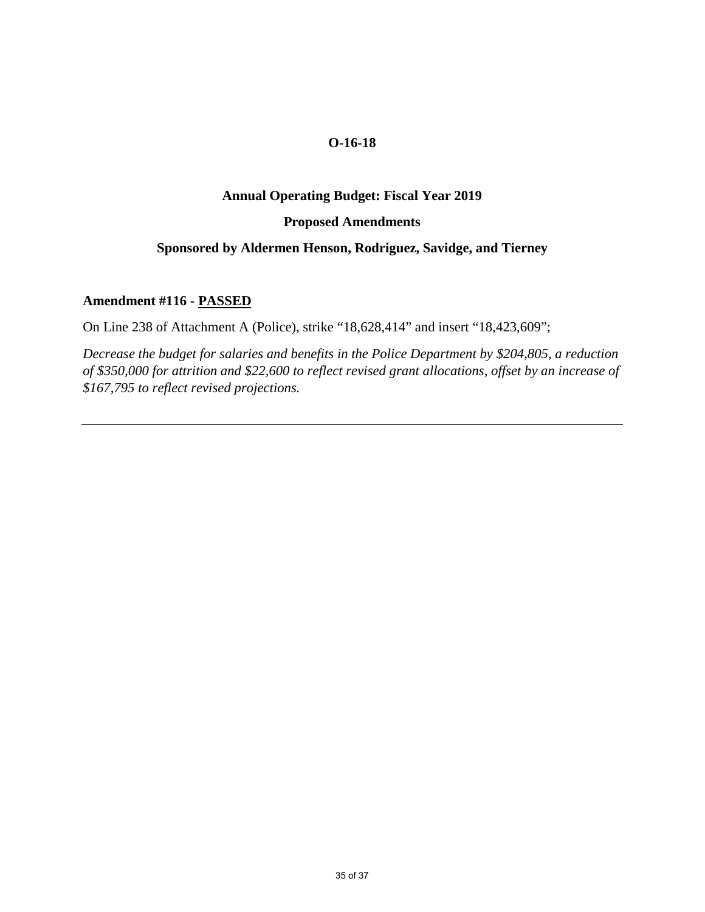**O-16-18**

**Annual Operating Budget: Fiscal Year 2019**

**Proposed Amendments**

**Sponsored by Aldermen Henson, Rodriguez, Savidge, and Tierney**

**Amendment #116 - <u>PASSED</u>**

On Line 238 of Attachment A (Police), strike "18,628,414" and insert "18,423,609";

*Decrease the budget for salaries and benefits in the Police Department by $204,805, a reduction of $350,000 for attrition and $22,600 to reflect revised grant allocations, offset by an increase of $167,795 to reflect revised projections.*

---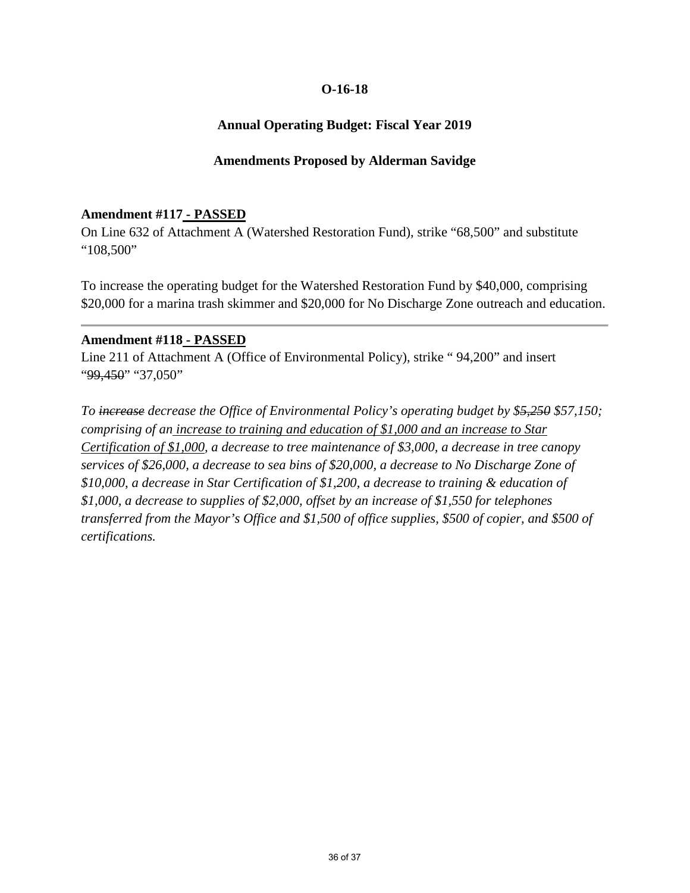**O-16-18**

**Annual Operating Budget: Fiscal Year 2019**

**Amendments Proposed by Alderman Savidge**

**Amendment #117 - PASSED**

On Line 632 of Attachment A (Watershed Restoration Fund), strike "68,500" and substitute "108,500"

To increase the operating budget for the Watershed Restoration Fund by $40,000, comprising $20,000 for a marina trash skimmer and $20,000 for No Discharge Zone outreach and education.

---

**Amendment #118 - PASSED**

Line 211 of Attachment A (Office of Environmental Policy), strike " 94,200" and insert "~~99,450~~" "37,050"

*To ~~increase~~ decrease the Office of Environmental Policy's operating budget by $~~5,250~~ $57,150; comprising of an <u>increase to training and education of $1,000 and an increase to Star Certification of $1,000</u>, a decrease to tree maintenance of $3,000, a decrease in tree canopy services of $26,000, a decrease to sea bins of $20,000, a decrease to No Discharge Zone of $10,000, a decrease in Star Certification of $1,200, a decrease to training & education of $1,000, a decrease to supplies of $2,000, offset by an increase of $1,550 for telephones transferred from the Mayor's Office and $1,500 of office supplies, $500 of copier, and $500 of certifications.*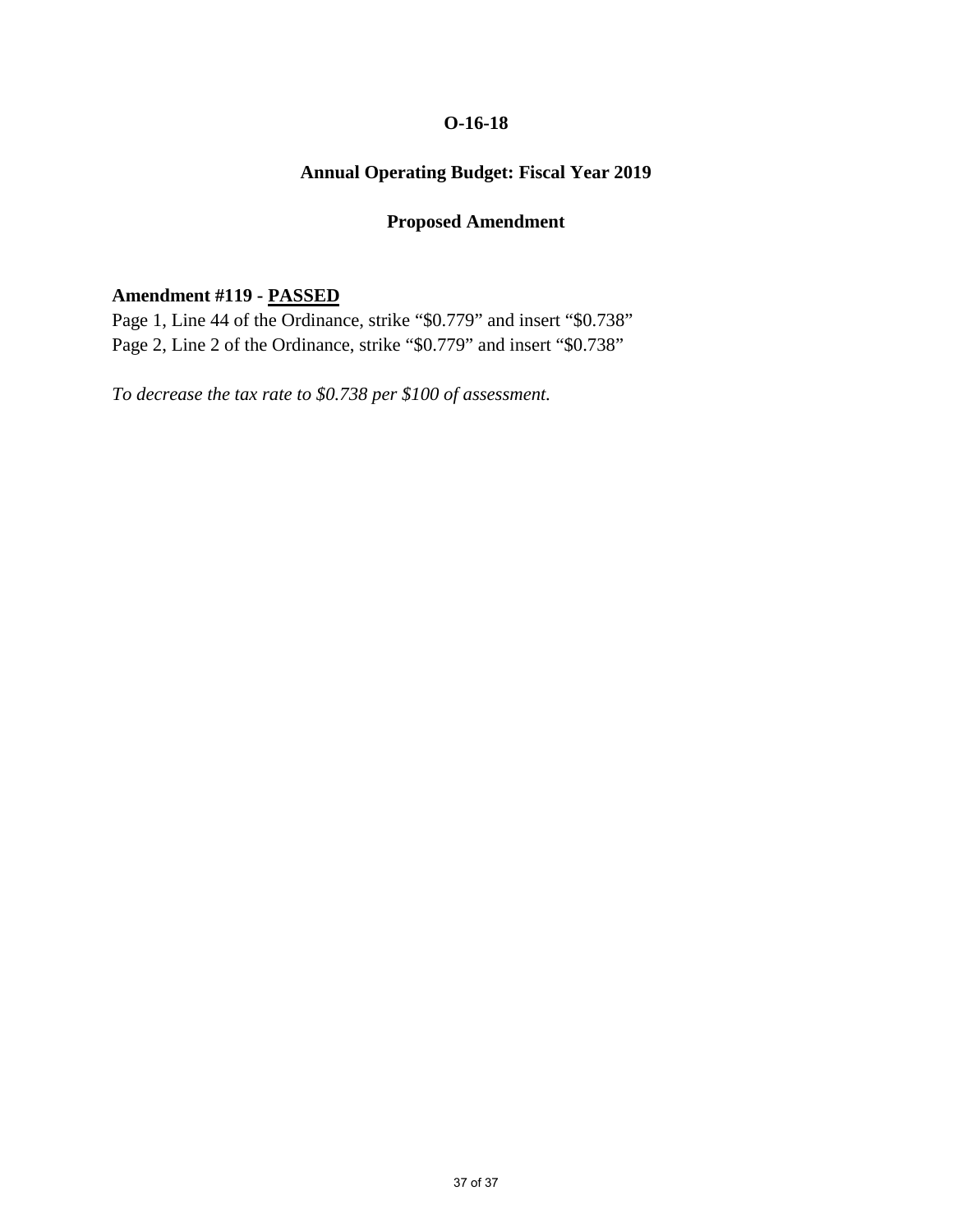# O-16-18

## Annual Operating Budget: Fiscal Year 2019

### Proposed Amendment

**Amendment #119 - PASSED**

Page 1, Line 44 of the Ordinance, strike "$0.779" and insert "$0.738"
Page 2, Line 2 of the Ordinance, strike "$0.779" and insert "$0.738"

*To decrease the tax rate to $0.738 per $100 of assessment.*